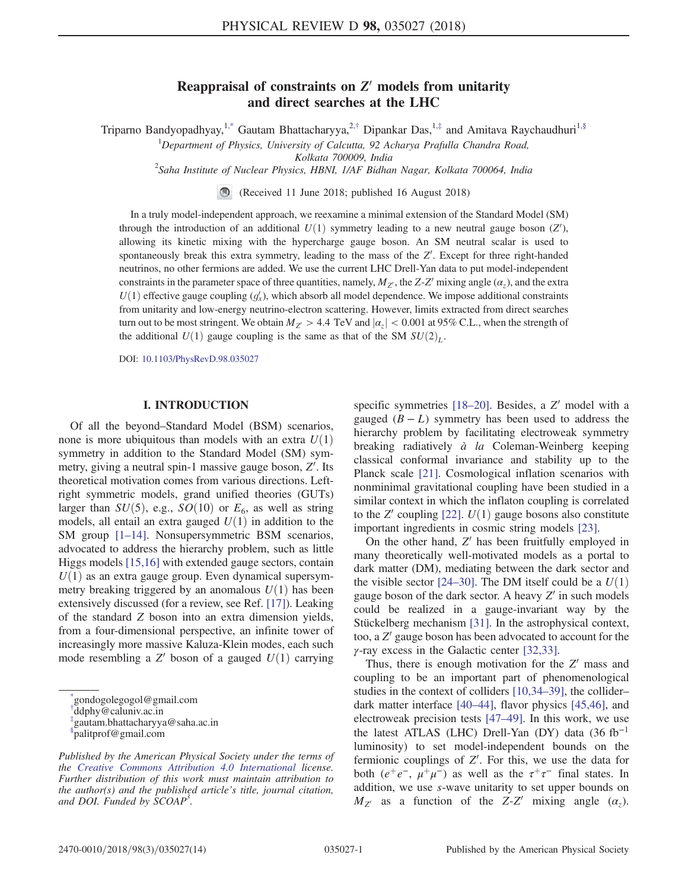# Reappraisal of constraints on $Z'$ models from unitarity and direct searches at the LHC

Triparno Bandyopadhyay,[1,*] Gautam Bhattacharyya,[2,†] Dipankar Das,[1,‡] and Amitava Raychaudhuri[1,§]

[1] *Department of Physics, University of Calcutta, 92 Acharya Prafulla Chandra Road, Kolkata 700009, India*

[2] *Saha Institute of Nuclear Physics, HBNI, 1/AF Bidhan Nagar, Kolkata 700064, India*

(Received 11 June 2018; published 16 August 2018)

In a truly model-independent approach, we reexamine a minimal extension of the Standard Model (SM) through the introduction of an additional $U(1)$ symmetry leading to a new neutral gauge boson ($Z'$), allowing its kinetic mixing with the hypercharge gauge boson. An SM neutral scalar is used to spontaneously break this extra symmetry, leading to the mass of the $Z'$. Except for three right-handed neutrinos, no other fermions are added. We use the current LHC Drell-Yan data to put model-independent constraints in the parameter space of three quantities, namely, $M_{Z'}$, the $Z$-$Z'$ mixing angle ($\alpha_z$), and the extra $U(1)$ effective gauge coupling ($g'_x$), which absorb all model dependence. We impose additional constraints from unitarity and low-energy neutrino-electron scattering. However, limits extracted from direct searches turn out to be most stringent. We obtain $M_{Z'} > 4.4$ TeV and $|\alpha_z| < 0.001$ at 95% C.L., when the strength of the additional $U(1)$ gauge coupling is the same as that of the SM $SU(2)_L$.

DOI: 10.1103/PhysRevD.98.035027

## I. INTRODUCTION

Of all the beyond–Standard Model (BSM) scenarios, none is more ubiquitous than models with an extra $U(1)$ symmetry in addition to the Standard Model (SM) symmetry, giving a neutral spin-1 massive gauge boson, $Z'$. Its theoretical motivation comes from various directions. Left-right symmetric models, grand unified theories (GUTs) larger than $SU(5)$, e.g., $SO(10)$ or $E_6$, as well as string models, all entail an extra gauged $U(1)$ in addition to the SM group [1–14]. Nonsupersymmetric BSM scenarios, advocated to address the hierarchy problem, such as little Higgs models [15,16] with extended gauge sectors, contain $U(1)$ as an extra gauge group. Even dynamical supersymmetry breaking triggered by an anomalous $U(1)$ has been extensively discussed (for a review, see Ref. [17]). Leaking of the standard $Z$ boson into an extra dimension yields, from a four-dimensional perspective, an infinite tower of increasingly more massive Kaluza-Klein modes, each such mode resembling a $Z'$ boson of a gauged $U(1)$ carrying specific symmetries [18–20]. Besides, a $Z'$ model with a gauged $(B-L)$ symmetry has been used to address the hierarchy problem by facilitating electroweak symmetry breaking radiatively *à la* Coleman-Weinberg keeping classical conformal invariance and stability up to the Planck scale [21]. Cosmological inflation scenarios with nonminimal gravitational coupling have been studied in a similar context in which the inflaton coupling is correlated to the $Z'$ coupling [22]. $U(1)$ gauge bosons also constitute important ingredients in cosmic string models [23].

On the other hand, $Z'$ has been fruitfully employed in many theoretically well-motivated models as a portal to dark matter (DM), mediating between the dark sector and the visible sector [24–30]. The DM itself could be a $U(1)$ gauge boson of the dark sector. A heavy $Z'$ in such models could be realized in a gauge-invariant way by the Stückelberg mechanism [31]. In the astrophysical context, too, a $Z'$ gauge boson has been advocated to account for the $\gamma$-ray excess in the Galactic center [32,33].

Thus, there is enough motivation for the $Z'$ mass and coupling to be an important part of phenomenological studies in the context of colliders [10,34–39], the collider–dark matter interface [40–44], flavor physics [45,46], and electroweak precision tests [47–49]. In this work, we use the latest ATLAS (LHC) Drell-Yan (DY) data (36 fb$^{-1}$ luminosity) to set model-independent bounds on the fermionic couplings of $Z'$. For this, we use the data for both ($e^+e^-$, $\mu^+\mu^-$) as well as the $\tau^+\tau^-$ final states. In addition, we use $s$-wave unitarity to set upper bounds on $M_{Z'}$ as a function of the $Z$-$Z'$ mixing angle ($\alpha_z$).

---

[*] gondogolegogol@gmail.com
[†] ddphy@caluniv.ac.in
[‡] gautam.bhattacharyya@saha.ac.in
[§] palitprof@gmail.com

*Published by the American Physical Society under the terms of the Creative Commons Attribution 4.0 International license. Further distribution of this work must maintain attribution to the author(s) and the published article's title, journal citation, and DOI. Funded by SCOAP³.*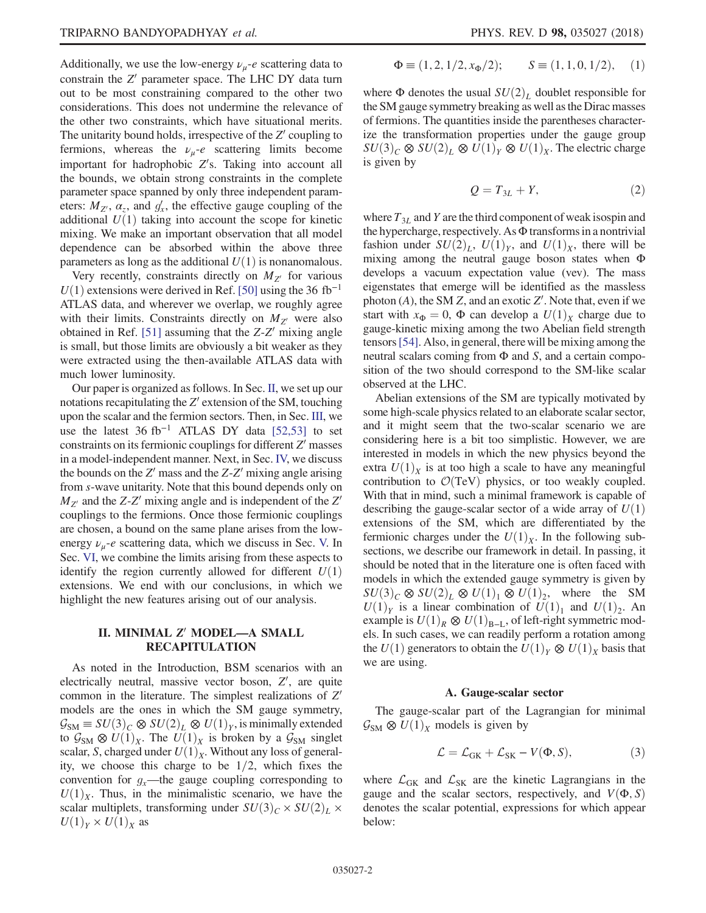Additionally, we use the low-energy $\nu_\mu$-$e$ scattering data to constrain the $Z'$ parameter space. The LHC DY data turn out to be most constraining compared to the other two considerations. This does not undermine the relevance of the other two constraints, which have situational merits. The unitarity bound holds, irrespective of the $Z'$ coupling to fermions, whereas the $\nu_\mu$-$e$ scattering limits become important for hadrophobic $Z'$s. Taking into account all the bounds, we obtain strong constraints in the complete parameter space spanned by only three independent parameters: $M_{Z'}$, $\alpha_z$, and $g'_x$, the effective gauge coupling of the additional $U(1)$ taking into account the scope for kinetic mixing. We make an important observation that all model dependence can be absorbed within the above three parameters as long as the additional $U(1)$ is nonanomalous.

Very recently, constraints directly on $M_{Z'}$ for various $U(1)$ extensions were derived in Ref. [50] using the 36 $\mathrm{fb}^{-1}$ ATLAS data, and wherever we overlap, we roughly agree with their limits. Constraints directly on $M_{Z'}$ were also obtained in Ref. [51] assuming that the $Z$-$Z'$ mixing angle is small, but those limits are obviously a bit weaker as they were extracted using the then-available ATLAS data with much lower luminosity.

Our paper is organized as follows. In Sec. II, we set up our notations recapitulating the $Z'$ extension of the SM, touching upon the scalar and the fermion sectors. Then, in Sec. III, we use the latest 36 $\mathrm{fb}^{-1}$ ATLAS DY data [52,53] to set constraints on its fermionic couplings for different $Z'$ masses in a model-independent manner. Next, in Sec. IV, we discuss the bounds on the $Z'$ mass and the $Z$-$Z'$ mixing angle arising from $s$-wave unitarity. Note that this bound depends only on $M_{Z'}$ and the $Z$-$Z'$ mixing angle and is independent of the $Z'$ couplings to the fermions. Once those fermionic couplings are chosen, a bound on the same plane arises from the low-energy $\nu_\mu$-$e$ scattering data, which we discuss in Sec. V. In Sec. VI, we combine the limits arising from these aspects to identify the region currently allowed for different $U(1)$ extensions. We end with our conclusions, in which we highlight the new features arising out of our analysis.

## II. MINIMAL $Z'$ MODEL—A SMALL RECAPITULATION

As noted in the Introduction, BSM scenarios with an electrically neutral, massive vector boson, $Z'$, are quite common in the literature. The simplest realizations of $Z'$ models are the ones in which the SM gauge symmetry, $\mathcal{G}_{\mathrm{SM}} \equiv SU(3)_C \otimes SU(2)_L \otimes U(1)_Y$, is minimally extended to $\mathcal{G}_{\mathrm{SM}} \otimes U(1)_X$. The $U(1)_X$ is broken by a $\mathcal{G}_{\mathrm{SM}}$ singlet scalar, $S$, charged under $U(1)_X$. Without any loss of generality, we choose this charge to be $1/2$, which fixes the convention for $g_x$—the gauge coupling corresponding to $U(1)_X$. Thus, in the minimalistic scenario, we have the scalar multiplets, transforming under $SU(3)_C \times SU(2)_L \times U(1)_Y \times U(1)_X$ as

$$\Phi \equiv (1, 2, 1/2, x_\Phi/2); \qquad S \equiv (1, 1, 0, 1/2), \tag{1}$$

where $\Phi$ denotes the usual $SU(2)_L$ doublet responsible for the SM gauge symmetry breaking as well as the Dirac masses of fermions. The quantities inside the parentheses characterize the transformation properties under the gauge group $SU(3)_C \otimes SU(2)_L \otimes U(1)_Y \otimes U(1)_X$. The electric charge is given by

$$Q = T_{3L} + Y, \tag{2}$$

where $T_{3L}$ and $Y$ are the third component of weak isospin and the hypercharge, respectively. As $\Phi$ transforms in a nontrivial fashion under $SU(2)_L$, $U(1)_Y$, and $U(1)_X$, there will be mixing among the neutral gauge boson states when $\Phi$ develops a vacuum expectation value (vev). The mass eigenstates that emerge will be identified as the massless photon ($A$), the SM $Z$, and an exotic $Z'$. Note that, even if we start with $x_\Phi = 0$, $\Phi$ can develop a $U(1)_X$ charge due to gauge-kinetic mixing among the two Abelian field strength tensors [54]. Also, in general, there will be mixing among the neutral scalars coming from $\Phi$ and $S$, and a certain composition of the two should correspond to the SM-like scalar observed at the LHC.

Abelian extensions of the SM are typically motivated by some high-scale physics related to an elaborate scalar sector, and it might seem that the two-scalar scenario we are considering here is a bit too simplistic. However, we are interested in models in which the new physics beyond the extra $U(1)_X$ is at too high a scale to have any meaningful contribution to $\mathcal{O}(\mathrm{TeV})$ physics, or too weakly coupled. With that in mind, such a minimal framework is capable of describing the gauge-scalar sector of a wide array of $U(1)$ extensions of the SM, which are differentiated by the fermionic charges under the $U(1)_X$. In the following subsections, we describe our framework in detail. In passing, it should be noted that in the literature one is often faced with models in which the extended gauge symmetry is given by $SU(3)_C \otimes SU(2)_L \otimes U(1)_1 \otimes U(1)_2$, where the SM $U(1)_Y$ is a linear combination of $U(1)_1$ and $U(1)_2$. An example is $U(1)_R \otimes U(1)_{\mathrm{B-L}}$, of left-right symmetric models. In such cases, we can readily perform a rotation among the $U(1)$ generators to obtain the $U(1)_Y \otimes U(1)_X$ basis that we are using.

### A. Gauge-scalar sector

The gauge-scalar part of the Lagrangian for minimal $\mathcal{G}_{\mathrm{SM}} \otimes U(1)_X$ models is given by

$$\mathcal{L} = \mathcal{L}_{\mathrm{GK}} + \mathcal{L}_{\mathrm{SK}} - V(\Phi, S), \tag{3}$$

where $\mathcal{L}_{\mathrm{GK}}$ and $\mathcal{L}_{\mathrm{SK}}$ are the kinetic Lagrangians in the gauge and the scalar sectors, respectively, and $V(\Phi, S)$ denotes the scalar potential, expressions for which appear below: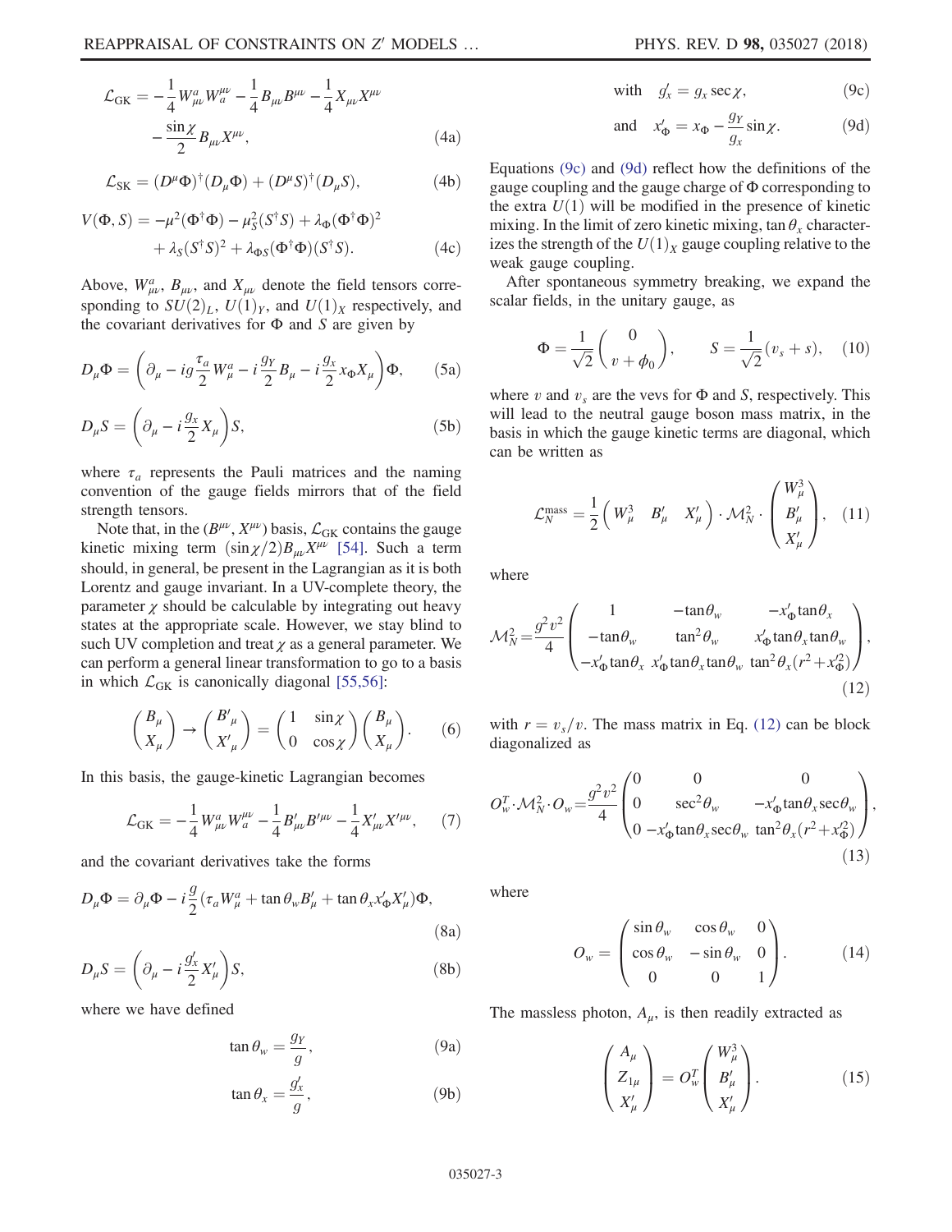$$\mathcal{L}_{\rm GK} = -\frac{1}{4} W^a_{\mu\nu} W^{\mu\nu}_a - \frac{1}{4} B_{\mu\nu} B^{\mu\nu} - \frac{1}{4} X_{\mu\nu} X^{\mu\nu} - \frac{\sin\chi}{2} B_{\mu\nu} X^{\mu\nu}, \tag{4a}$$

$$\mathcal{L}_{\rm SK} = (D^\mu \Phi)^\dagger (D_\mu \Phi) + (D^\mu S)^\dagger (D_\mu S), \tag{4b}$$

$$V(\Phi, S) = -\mu^2 (\Phi^\dagger \Phi) - \mu_S^2 (S^\dagger S) + \lambda_\Phi (\Phi^\dagger \Phi)^2 + \lambda_S (S^\dagger S)^2 + \lambda_{\Phi S} (\Phi^\dagger \Phi)(S^\dagger S). \tag{4c}$$

Above, $W^a_{\mu\nu}$, $B_{\mu\nu}$, and $X_{\mu\nu}$ denote the field tensors corresponding to $SU(2)_L$, $U(1)_Y$, and $U(1)_X$ respectively, and the covariant derivatives for $\Phi$ and $S$ are given by

$$D_\mu \Phi = \left( \partial_\mu - ig \frac{\tau_a}{2} W^a_\mu - i \frac{g_Y}{2} B_\mu - i \frac{g_x}{2} x_\Phi X_\mu \right) \Phi, \tag{5a}$$

$$D_\mu S = \left( \partial_\mu - i \frac{g_x}{2} X_\mu \right) S, \tag{5b}$$

where $\tau_a$ represents the Pauli matrices and the naming convention of the gauge fields mirrors that of the field strength tensors.

Note that, in the $(B^{\mu\nu}, X^{\mu\nu})$ basis, $\mathcal{L}_{\rm GK}$ contains the gauge kinetic mixing term $(\sin\chi/2) B_{\mu\nu} X^{\mu\nu}$ [54]. Such a term should, in general, be present in the Lagrangian as it is both Lorentz and gauge invariant. In a UV-complete theory, the parameter $\chi$ should be calculable by integrating out heavy states at the appropriate scale. However, we stay blind to such UV completion and treat $\chi$ as a general parameter. We can perform a general linear transformation to go to a basis in which $\mathcal{L}_{\rm GK}$ is canonically diagonal [55,56]:

$$\begin{pmatrix} B_\mu \\ X_\mu \end{pmatrix} \to \begin{pmatrix} B'_\mu \\ X'_\mu \end{pmatrix} = \begin{pmatrix} 1 & \sin\chi \\ 0 & \cos\chi \end{pmatrix} \begin{pmatrix} B_\mu \\ X_\mu \end{pmatrix}. \tag{6}$$

In this basis, the gauge-kinetic Lagrangian becomes

$$\mathcal{L}_{\rm GK} = -\frac{1}{4} W^a_{\mu\nu} W^{\mu\nu}_a - \frac{1}{4} B'_{\mu\nu} B'^{\mu\nu} - \frac{1}{4} X'_{\mu\nu} X'^{\mu\nu}, \tag{7}$$

and the covariant derivatives take the forms

$$D_\mu \Phi = \partial_\mu \Phi - i \frac{g}{2} (\tau_a W^a_\mu + \tan\theta_w B'_\mu + \tan\theta_x x'_\Phi X'_\mu) \Phi, \tag{8a}$$

$$D_\mu S = \left( \partial_\mu - i \frac{g'_x}{2} X'_\mu \right) S, \tag{8b}$$

where we have defined

$$\tan\theta_w = \frac{g_Y}{g}, \tag{9a}$$

$$\tan\theta_x = \frac{g'_x}{g}, \tag{9b}$$

$$\text{with} \quad g'_x = g_x \sec\chi, \tag{9c}$$

$$\text{and} \quad x'_\Phi = x_\Phi - \frac{g_Y}{g_x} \sin\chi. \tag{9d}$$

Equations (9c) and (9d) reflect how the definitions of the gauge coupling and the gauge charge of $\Phi$ corresponding to the extra $U(1)$ will be modified in the presence of kinetic mixing. In the limit of zero kinetic mixing, $\tan\theta_x$ characterizes the strength of the $U(1)_X$ gauge coupling relative to the weak gauge coupling.

After spontaneous symmetry breaking, we expand the scalar fields, in the unitary gauge, as

$$\Phi = \frac{1}{\sqrt{2}} \begin{pmatrix} 0 \\ v + \phi_0 \end{pmatrix}, \qquad S = \frac{1}{\sqrt{2}} (v_s + s), \tag{10}$$

where $v$ and $v_s$ are the vevs for $\Phi$ and $S$, respectively. This will lead to the neutral gauge boson mass matrix, in the basis in which the gauge kinetic terms are diagonal, which can be written as

$$\mathcal{L}_N^{\rm mass} = \frac{1}{2} \begin{pmatrix} W^3_\mu & B'_\mu & X'_\mu \end{pmatrix} \cdot \mathcal{M}_N^2 \cdot \begin{pmatrix} W^3_\mu \\ B'_\mu \\ X'_\mu \end{pmatrix}, \tag{11}$$

where

$$\mathcal{M}_N^2 = \frac{g^2 v^2}{4} \begin{pmatrix} 1 & -\tan\theta_w & -x'_\Phi \tan\theta_x \\ -\tan\theta_w & \tan^2\theta_w & x'_\Phi \tan\theta_x \tan\theta_w \\ -x'_\Phi \tan\theta_x & x'_\Phi \tan\theta_x \tan\theta_w & \tan^2\theta_x (r^2 + x'^2_\Phi) \end{pmatrix}, \tag{12}$$

with $r = v_s/v$. The mass matrix in Eq. (12) can be block diagonalized as

$$O_w^T \cdot \mathcal{M}_N^2 \cdot O_w = \frac{g^2 v^2}{4} \begin{pmatrix} 0 & 0 & 0 \\ 0 & \sec^2\theta_w & -x'_\Phi \tan\theta_x \sec\theta_w \\ 0 & -x'_\Phi \tan\theta_x \sec\theta_w & \tan^2\theta_x (r^2 + x'^2_\Phi) \end{pmatrix}, \tag{13}$$

where

$$O_w = \begin{pmatrix} \sin\theta_w & \cos\theta_w & 0 \\ \cos\theta_w & -\sin\theta_w & 0 \\ 0 & 0 & 1 \end{pmatrix}. \tag{14}$$

The massless photon, $A_\mu$, is then readily extracted as

$$\begin{pmatrix} A_\mu \\ Z_{1\mu} \\ X'_\mu \end{pmatrix} = O_w^T \begin{pmatrix} W^3_\mu \\ B'_\mu \\ X'_\mu \end{pmatrix}. \tag{15}$$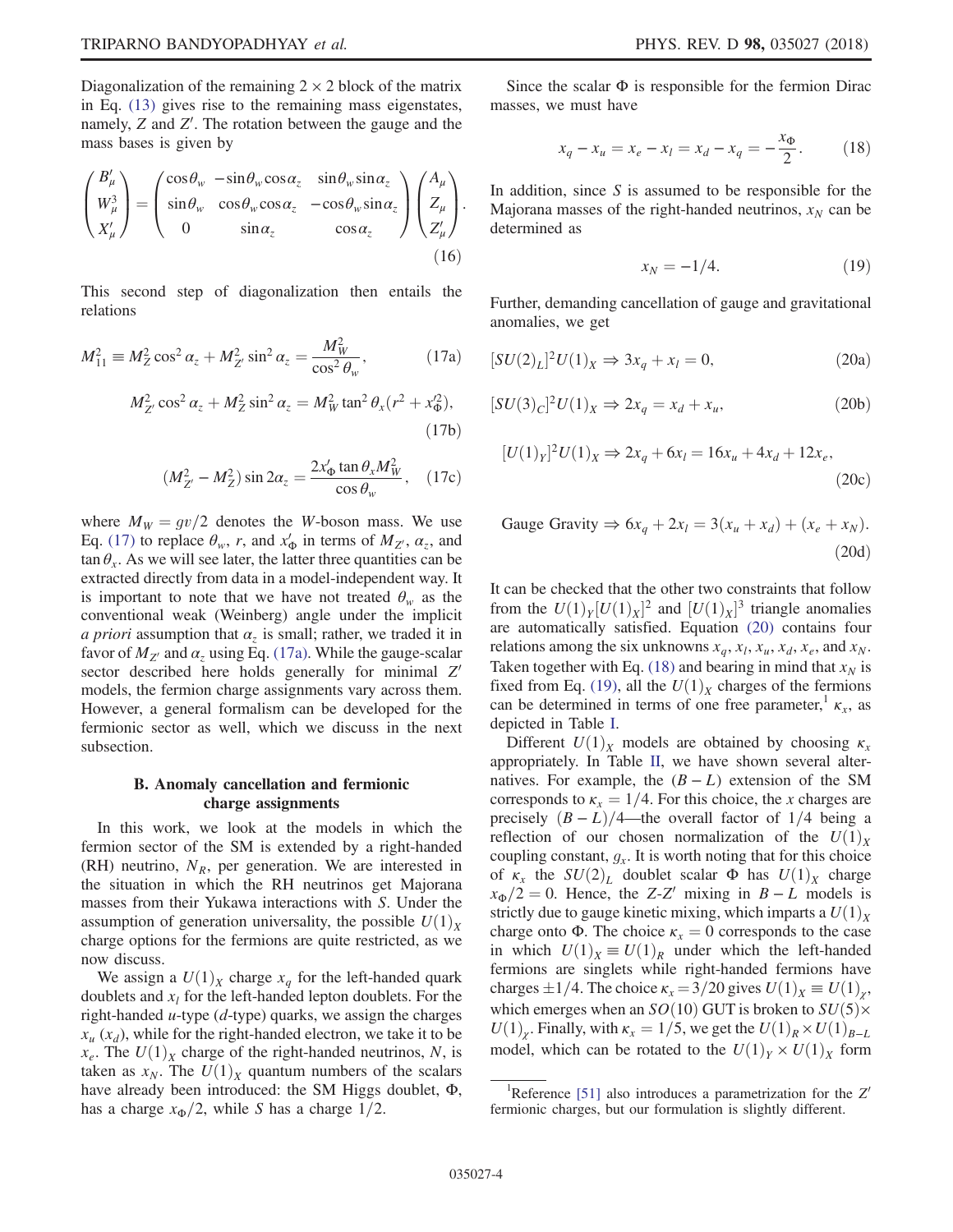Diagonalization of the remaining $2 \times 2$ block of the matrix in Eq. (13) gives rise to the remaining mass eigenstates, namely, $Z$ and $Z'$. The rotation between the gauge and the mass bases is given by

$$\begin{pmatrix} B'_\mu \\ W^3_\mu \\ X'_\mu \end{pmatrix} = \begin{pmatrix} \cos\theta_w & -\sin\theta_w \cos\alpha_z & \sin\theta_w \sin\alpha_z \\ \sin\theta_w & \cos\theta_w \cos\alpha_z & -\cos\theta_w \sin\alpha_z \\ 0 & \sin\alpha_z & \cos\alpha_z \end{pmatrix} \begin{pmatrix} A_\mu \\ Z_\mu \\ Z'_\mu \end{pmatrix}. \tag{16}$$

This second step of diagonalization then entails the relations

$$M_{11}^2 \equiv M_Z^2 \cos^2\alpha_z + M_{Z'}^2 \sin^2\alpha_z = \frac{M_W^2}{\cos^2\theta_w}, \tag{17a}$$

$$M_{Z'}^2 \cos^2\alpha_z + M_Z^2 \sin^2\alpha_z = M_W^2 \tan^2\theta_x (r^2 + x_\Phi'^2), \tag{17b}$$

$$(M_{Z'}^2 - M_Z^2) \sin 2\alpha_z = \frac{2 x'_\Phi \tan\theta_x M_W^2}{\cos\theta_w}, \tag{17c}$$

where $M_W = gv/2$ denotes the $W$-boson mass. We use Eq. (17) to replace $\theta_w$, $r$, and $x'_\Phi$ in terms of $M_{Z'}$, $\alpha_z$, and $\tan\theta_x$. As we will see later, the latter three quantities can be extracted directly from data in a model-independent way. It is important to note that we have not treated $\theta_w$ as the conventional weak (Weinberg) angle under the implicit *a priori* assumption that $\alpha_z$ is small; rather, we traded it in favor of $M_{Z'}$ and $\alpha_z$ using Eq. (17a). While the gauge-scalar sector described here holds generally for minimal $Z'$ models, the fermion charge assignments vary across them. However, a general formalism can be developed for the fermionic sector as well, which we discuss in the next subsection.

### B. Anomaly cancellation and fermionic charge assignments

In this work, we look at the models in which the fermion sector of the SM is extended by a right-handed (RH) neutrino, $N_R$, per generation. We are interested in the situation in which the RH neutrinos get Majorana masses from their Yukawa interactions with $S$. Under the assumption of generation universality, the possible $U(1)_X$ charge options for the fermions are quite restricted, as we now discuss.

We assign a $U(1)_X$ charge $x_q$ for the left-handed quark doublets and $x_l$ for the left-handed lepton doublets. For the right-handed $u$-type ($d$-type) quarks, we assign the charges $x_u$ ($x_d$), while for the right-handed electron, we take it to be $x_e$. The $U(1)_X$ charge of the right-handed neutrinos, $N$, is taken as $x_N$. The $U(1)_X$ quantum numbers of the scalars have already been introduced: the SM Higgs doublet, $\Phi$, has a charge $x_\Phi/2$, while $S$ has a charge $1/2$.

Since the scalar $\Phi$ is responsible for the fermion Dirac masses, we must have

$$x_q - x_u = x_e - x_l = x_d - x_q = -\frac{x_\Phi}{2}. \tag{18}$$

In addition, since $S$ is assumed to be responsible for the Majorana masses of the right-handed neutrinos, $x_N$ can be determined as

$$x_N = -1/4. \tag{19}$$

Further, demanding cancellation of gauge and gravitational anomalies, we get

$$[SU(2)_L]^2 U(1)_X \Rightarrow 3x_q + x_l = 0, \tag{20a}$$

$$[SU(3)_C]^2 U(1)_X \Rightarrow 2x_q = x_d + x_u, \tag{20b}$$

$$[U(1)_Y]^2 U(1)_X \Rightarrow 2x_q + 6x_l = 16x_u + 4x_d + 12x_e, \tag{20c}$$

$$\text{Gauge Gravity} \Rightarrow 6x_q + 2x_l = 3(x_u + x_d) + (x_e + x_N). \tag{20d}$$

It can be checked that the other two constraints that follow from the $U(1)_Y[U(1)_X]^2$ and $[U(1)_X]^3$ triangle anomalies are automatically satisfied. Equation (20) contains four relations among the six unknowns $x_q$, $x_l$, $x_u$, $x_d$, $x_e$, and $x_N$. Taken together with Eq. (18) and bearing in mind that $x_N$ is fixed from Eq. (19), all the $U(1)_X$ charges of the fermions can be determined in terms of one free parameter,[1] $\kappa_x$, as depicted in Table I.

Different $U(1)_X$ models are obtained by choosing $\kappa_x$ appropriately. In Table II, we have shown several alternatives. For example, the $(B-L)$ extension of the SM corresponds to $\kappa_x = 1/4$. For this choice, the $x$ charges are precisely $(B-L)/4$—the overall factor of $1/4$ being a reflection of our chosen normalization of the $U(1)_X$ coupling constant, $g_x$. It is worth noting that for this choice of $\kappa_x$ the $SU(2)_L$ doublet scalar $\Phi$ has $U(1)_X$ charge $x_\Phi/2 = 0$. Hence, the $Z$-$Z'$ mixing in $B-L$ models is strictly due to gauge kinetic mixing, which imparts a $U(1)_X$ charge onto $\Phi$. The choice $\kappa_x = 0$ corresponds to the case in which $U(1)_X \equiv U(1)_R$ under which the left-handed fermions are singlets while right-handed fermions have charges $\pm 1/4$. The choice $\kappa_x = 3/20$ gives $U(1)_X \equiv U(1)_\chi$, which emerges when an $SO(10)$ GUT is broken to $SU(5) \times U(1)_\chi$. Finally, with $\kappa_x = 1/5$, we get the $U(1)_R \times U(1)_{B-L}$ model, which can be rotated to the $U(1)_Y \times U(1)_X$ form

[1] Reference [51] also introduces a parametrization for the $Z'$ fermionic charges, but our formulation is slightly different.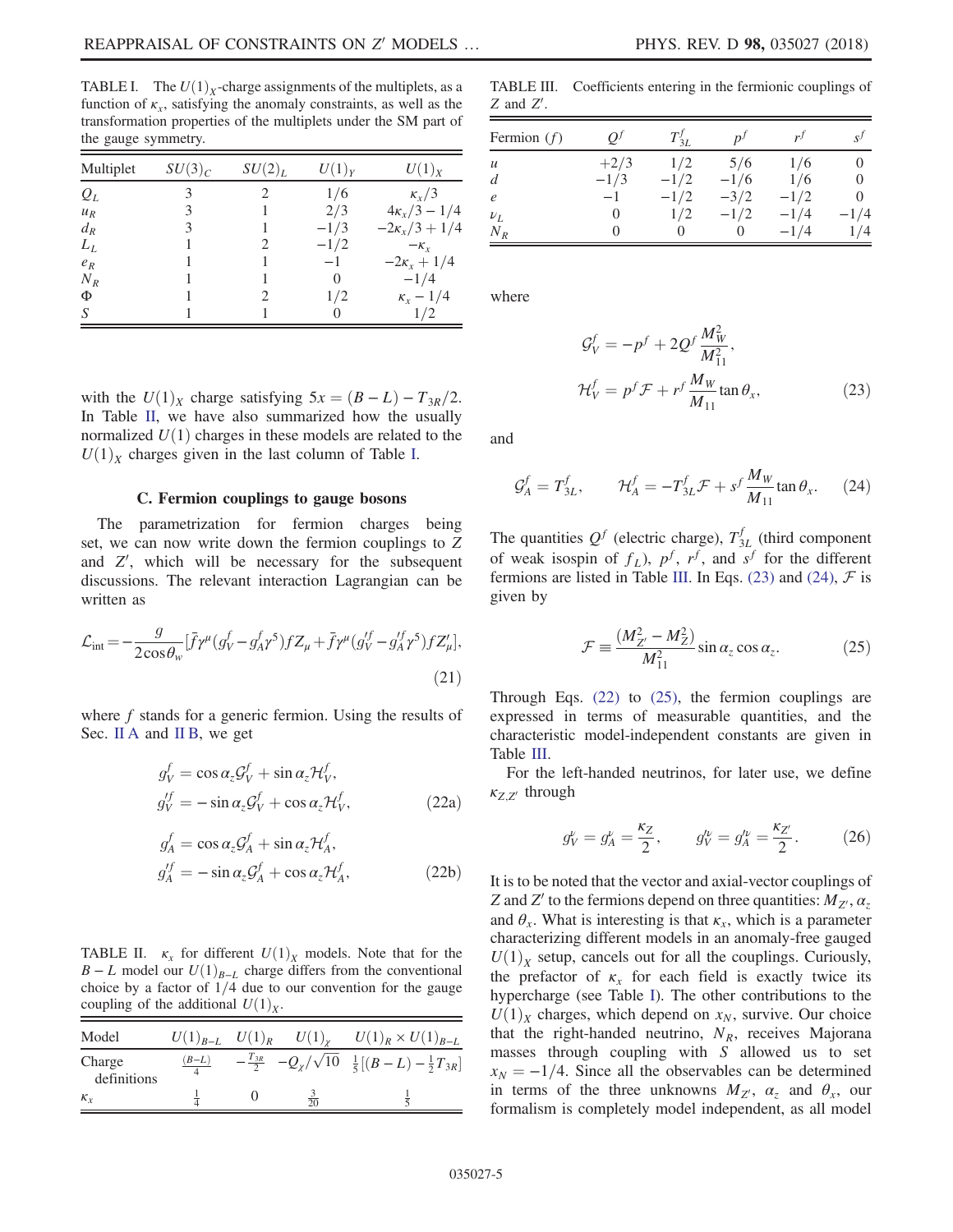TABLE I. The $U(1)_X$-charge assignments of the multiplets, as a function of $\kappa_x$, satisfying the anomaly constraints, as well as the transformation properties of the multiplets under the SM part of the gauge symmetry.

| Multiplet | $SU(3)_C$ | $SU(2)_L$ | $U(1)_Y$ | $U(1)_X$ |
|---|---|---|---|---|
| $Q_L$ | 3 | 2 | 1/6 | $\kappa_x/3$ |
| $u_R$ | 3 | 1 | 2/3 | $4\kappa_x/3 - 1/4$ |
| $d_R$ | 3 | 1 | $-1/3$ | $-2\kappa_x/3 + 1/4$ |
| $L_L$ | 1 | 2 | $-1/2$ | $-\kappa_x$ |
| $e_R$ | 1 | 1 | $-1$ | $-2\kappa_x + 1/4$ |
| $N_R$ | 1 | 1 | 0 | $-1/4$ |
| $\Phi$ | 1 | 2 | 1/2 | $\kappa_x - 1/4$ |
| $S$ | 1 | 1 | 0 | 1/2 |

with the $U(1)_X$ charge satisfying $5x = (B-L) - T_{3R}/2$. In Table II, we have also summarized how the usually normalized $U(1)$ charges in these models are related to the $U(1)_X$ charges given in the last column of Table I.

### C. Fermion couplings to gauge bosons

The parametrization for fermion charges being set, we can now write down the fermion couplings to $Z$ and $Z'$, which will be necessary for the subsequent discussions. The relevant interaction Lagrangian can be written as

$$\mathcal{L}_{\text{int}} = -\frac{g}{2\cos\theta_w}[\bar{f}\gamma^\mu(g_V^f - g_A^f\gamma^5)fZ_\mu + \bar{f}\gamma^\mu(g_V'^f - g_A'^f\gamma^5)fZ'_\mu], \tag{21}$$

where $f$ stands for a generic fermion. Using the results of Sec. II A and II B, we get

$$g_V^f = \cos\alpha_z \mathcal{G}_V^f + \sin\alpha_z \mathcal{H}_V^f,$$
$$g_V'^f = -\sin\alpha_z \mathcal{G}_V^f + \cos\alpha_z \mathcal{H}_V^f, \tag{22a}$$

$$g_A^f = \cos\alpha_z \mathcal{G}_A^f + \sin\alpha_z \mathcal{H}_A^f,$$
$$g_A'^f = -\sin\alpha_z \mathcal{G}_A^f + \cos\alpha_z \mathcal{H}_A^f, \tag{22b}$$

TABLE II. $\kappa_x$ for different $U(1)_X$ models. Note that for the $B-L$ model our $U(1)_{B-L}$ charge differs from the conventional choice by a factor of 1/4 due to our convention for the gauge coupling of the additional $U(1)_X$.

| Model | $U(1)_{B-L}$ | $U(1)_R$ | $U(1)_\chi$ | $U(1)_R \times U(1)_{B-L}$ |
|---|---|---|---|---|
| Charge definitions | $\frac{(B-L)}{4}$ | $-\frac{T_{3R}}{2}$ | $-Q_\chi/\sqrt{10}$ | $\frac{1}{5}[(B-L) - \frac{1}{2}T_{3R}]$ |
| $\kappa_x$ | $\frac{1}{4}$ | 0 | $\frac{3}{20}$ | $\frac{1}{5}$ |

TABLE III. Coefficients entering in the fermionic couplings of $Z$ and $Z'$.

| Fermion ($f$) | $Q^f$ | $T_{3L}^f$ | $p^f$ | $r^f$ | $s^f$ |
|---|---|---|---|---|---|
| $u$ | $+2/3$ | 1/2 | 5/6 | 1/6 | 0 |
| $d$ | $-1/3$ | $-1/2$ | $-1/6$ | 1/6 | 0 |
| $e$ | $-1$ | $-1/2$ | $-3/2$ | $-1/2$ | 0 |
| $\nu_L$ | 0 | 1/2 | $-1/2$ | $-1/4$ | $-1/4$ |
| $N_R$ | 0 | 0 | 0 | $-1/4$ | 1/4 |

where

$$\mathcal{G}_V^f = -p^f + 2Q^f\frac{M_W^2}{M_{11}^2},$$
$$\mathcal{H}_V^f = p^f\mathcal{F} + r^f\frac{M_W}{M_{11}}\tan\theta_x, \tag{23}$$

and

$$\mathcal{G}_A^f = T_{3L}^f, \qquad \mathcal{H}_A^f = -T_{3L}^f\mathcal{F} + s^f\frac{M_W}{M_{11}}\tan\theta_x. \tag{24}$$

The quantities $Q^f$ (electric charge), $T_{3L}^f$ (third component of weak isospin of $f_L$), $p^f$, $r^f$, and $s^f$ for the different fermions are listed in Table III. In Eqs. (23) and (24), $\mathcal{F}$ is given by

$$\mathcal{F} \equiv \frac{(M_{Z'}^2 - M_Z^2)}{M_{11}^2}\sin\alpha_z\cos\alpha_z. \tag{25}$$

Through Eqs. (22) to (25), the fermion couplings are expressed in terms of measurable quantities, and the characteristic model-independent constants are given in Table III.

For the left-handed neutrinos, for later use, we define $\kappa_{Z,Z'}$ through

$$g_V^\nu = g_A^\nu = \frac{\kappa_Z}{2}, \qquad g_V'^\nu = g_A'^\nu = \frac{\kappa_{Z'}}{2}. \tag{26}$$

It is to be noted that the vector and axial-vector couplings of $Z$ and $Z'$ to the fermions depend on three quantities: $M_{Z'}$, $\alpha_z$ and $\theta_x$. What is interesting is that $\kappa_x$, which is a parameter characterizing different models in an anomaly-free gauged $U(1)_X$ setup, cancels out for all the couplings. Curiously, the prefactor of $\kappa_x$ for each field is exactly twice its hypercharge (see Table I). The other contributions to the $U(1)_X$ charges, which depend on $x_N$, survive. Our choice that the right-handed neutrino, $N_R$, receives Majorana masses through coupling with $S$ allowed us to set $x_N = -1/4$. Since all the observables can be determined in terms of the three unknowns $M_{Z'}$, $\alpha_z$ and $\theta_x$, our formalism is completely model independent, as all model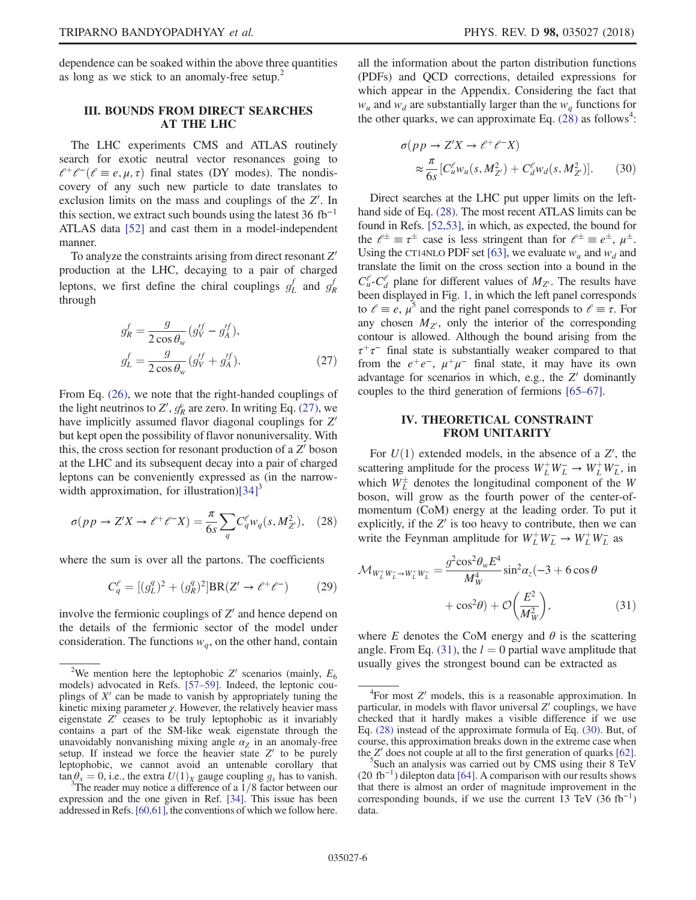dependence can be soaked within the above three quantities as long as we stick to an anomaly-free setup.[2]

## III. BOUNDS FROM DIRECT SEARCHES AT THE LHC

The LHC experiments CMS and ATLAS routinely search for exotic neutral vector resonances going to $\ell^+\ell^-(\ell \equiv e, \mu, \tau)$ final states (DY modes). The nondiscovery of any such new particle to date translates to exclusion limits on the mass and couplings of the $Z'$. In this section, we extract such bounds using the latest 36 $\mathrm{fb}^{-1}$ ATLAS data [52] and cast them in a model-independent manner.

To analyze the constraints arising from direct resonant $Z'$ production at the LHC, decaying to a pair of charged leptons, we first define the chiral couplings $g_L^f$ and $g_R^f$ through

$$
\begin{aligned}
g_R^f &= \frac{g}{2\cos\theta_w}(g_V'^f - g_A'^f),\\
g_L^f &= \frac{g}{2\cos\theta_w}(g_V'^f + g_A'^f).
\end{aligned}
\tag{27}
$$

From Eq. (26), we note that the right-handed couplings of the light neutrinos to $Z'$, $g_R^\nu$ are zero. In writing Eq. (27), we have implicitly assumed flavor diagonal couplings for $Z'$ but kept open the possibility of flavor nonuniversality. With this, the cross section for resonant production of a $Z'$ boson at the LHC and its subsequent decay into a pair of charged leptons can be conveniently expressed as (in the narrow-width approximation, for illustration)[34][3]

$$
\sigma(pp \to Z'X \to \ell^+\ell^- X) = \frac{\pi}{6s}\sum_q C_q^\ell w_q(s, M_{Z'}^2), \tag{28}
$$

where the sum is over all the partons. The coefficients

$$
C_q^\ell = [(g_L^q)^2 + (g_R^q)^2]\mathrm{BR}(Z' \to \ell^+\ell^-) \tag{29}
$$

involve the fermionic couplings of $Z'$ and hence depend on the details of the fermionic sector of the model under consideration. The functions $w_q$, on the other hand, contain all the information about the parton distribution functions (PDFs) and QCD corrections, detailed expressions for which appear in the Appendix. Considering the fact that $w_u$ and $w_d$ are substantially larger than the $w_q$ functions for the other quarks, we can approximate Eq. (28) as follows[4]:

$$
\sigma(pp \to Z'X \to \ell^+\ell^- X) \approx \frac{\pi}{6s}[C_u^\ell w_u(s, M_{Z'}^2) + C_d^\ell w_d(s, M_{Z'}^2)]. \tag{30}
$$

Direct searches at the LHC put upper limits on the left-hand side of Eq. (28). The most recent ATLAS limits can be found in Refs. [52,53], in which, as expected, the bound for the $\ell^\pm \equiv \tau^\pm$ case is less stringent than for $\ell^\pm \equiv e^\pm$, $\mu^\pm$. Using the CT14NLO PDF set [63], we evaluate $w_u$ and $w_d$ and translate the limit on the cross section into a bound in the $C_u^\ell$-$C_d^\ell$ plane for different values of $M_{Z'}$. The results have been displayed in Fig. 1, in which the left panel corresponds to $\ell \equiv e$, $\mu$[5] and the right panel corresponds to $\ell \equiv \tau$. For any chosen $M_{Z'}$, only the interior of the corresponding contour is allowed. Although the bound arising from the $\tau^+\tau^-$ final state is substantially weaker compared to that from the $e^+e^-$, $\mu^+\mu^-$ final state, it may have its own advantage for scenarios in which, e.g., the $Z'$ dominantly couples to the third generation of fermions [65–67].

## IV. THEORETICAL CONSTRAINT FROM UNITARITY

For $U(1)$ extended models, in the absence of a $Z'$, the scattering amplitude for the process $W_L^+W_L^- \to W_L^+W_L^-$, in which $W_L^\pm$ denotes the longitudinal component of the $W$ boson, will grow as the fourth power of the center-of-momentum (CoM) energy at the leading order. To put it explicitly, if the $Z'$ is too heavy to contribute, then we can write the Feynman amplitude for $W_L^+W_L^- \to W_L^+W_L^-$ as

$$
\mathcal{M}_{W_L^+W_L^- \to W_L^+W_L^-} = \frac{g^2\cos^2\theta_w E^4}{M_W^4}\sin^2\alpha_z(-3 + 6\cos\theta + \cos^2\theta) + \mathcal{O}\left(\frac{E^2}{M_W^2}\right), \tag{31}
$$

where $E$ denotes the CoM energy and $\theta$ is the scattering angle. From Eq. (31), the $l = 0$ partial wave amplitude that usually gives the strongest bound can be extracted as

---

[2] We mention here the leptophobic $Z'$ scenarios (mainly, $E_6$ models) advocated in Refs. [57–59]. Indeed, the leptonic couplings of $X'$ can be made to vanish by appropriately tuning the kinetic mixing parameter $\chi$. However, the relatively heavier mass eigenstate $Z'$ ceases to be truly leptophobic as it invariably contains a part of the SM-like weak eigenstate $Z$ through the unavoidably nonvanishing mixing angle $\alpha_Z$ in an anomaly-free setup. If instead we force the heavier state $Z'$ to be purely leptophobic, we cannot avoid an untenable corollary that $\tan\theta_x = 0$, i.e., the extra $U(1)_X$ gauge coupling $g_x$ has to vanish.

[3] The reader may notice a difference of a 1/8 factor between our expression and the one given in Ref. [34]. This issue has been addressed in Refs. [60,61], the conventions of which we follow here.

[4] For most $Z'$ models, this is a reasonable approximation. In particular, in models with flavor universal $Z'$ couplings, we have checked that it hardly makes a visible difference if we use Eq. (28) instead of the approximate formula of Eq. (30). But, of course, this approximation breaks down in the extreme case when the $Z'$ does not couple at all to the first generation of quarks [62].

[5] Such an analysis was carried out by CMS using their 8 TeV (20 $\mathrm{fb}^{-1}$) dilepton data [64]. A comparison with our results shows that there is almost an order of magnitude improvement in the corresponding bounds, if we use the current 13 TeV (36 $\mathrm{fb}^{-1}$) data.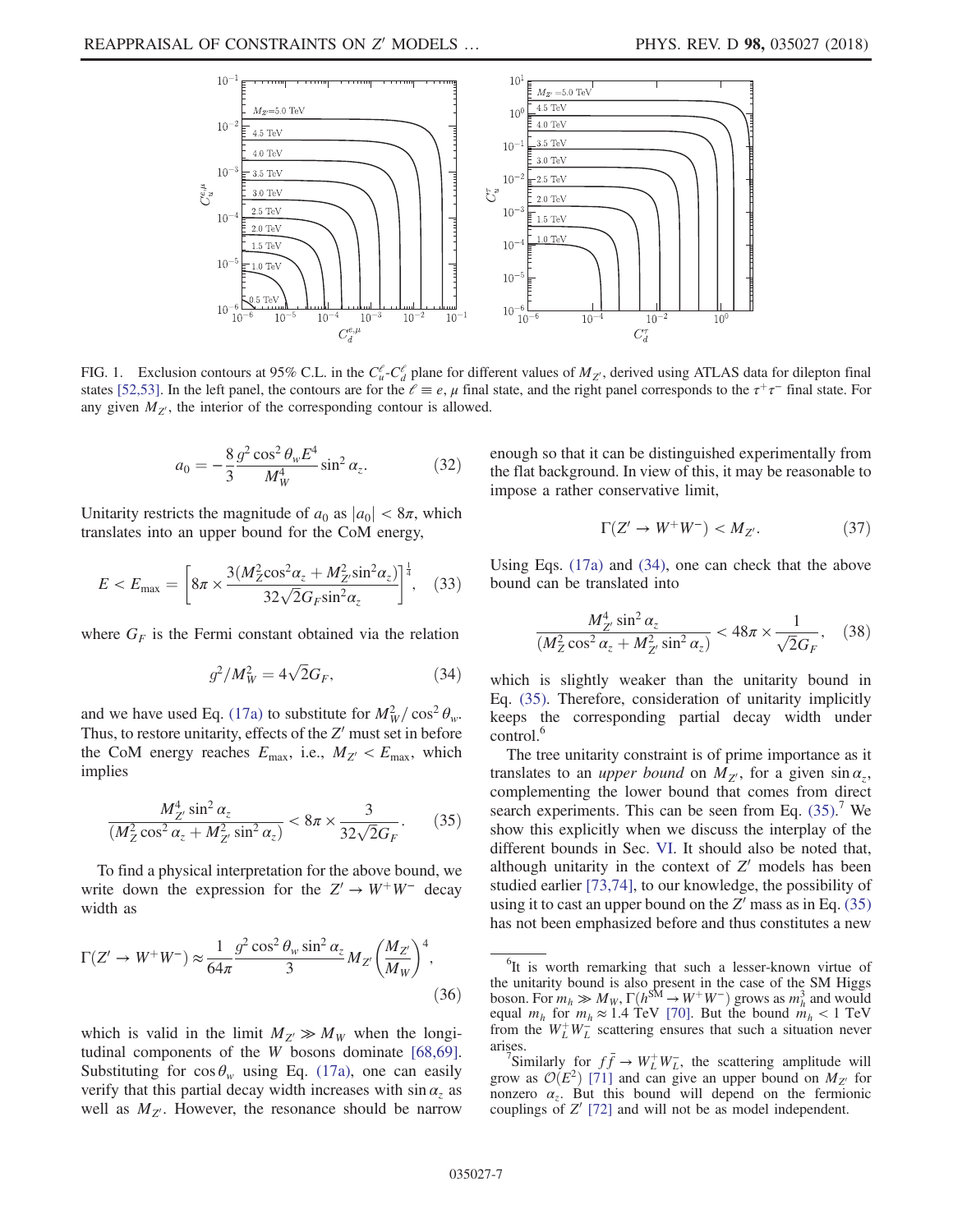FIG. 1. Exclusion contours at 95% C.L. in the $C_u^\ell$-$C_d^\ell$ plane for different values of $M_{Z'}$, derived using ATLAS data for dilepton final states [52,53]. In the left panel, the contours are for the $\ell \equiv e, \mu$ final state, and the right panel corresponds to the $\tau^+\tau^-$ final state. For any given $M_{Z'}$, the interior of the corresponding contour is allowed.

$$a_0 = -\frac{8}{3}\frac{g^2 \cos^2\theta_w E^4}{M_W^4}\sin^2\alpha_z. \tag{32}$$

Unitarity restricts the magnitude of $a_0$ as $|a_0| < 8\pi$, which translates into an upper bound for the CoM energy,

$$E < E_{\max} = \left[8\pi \times \frac{3(M_Z^2\cos^2\alpha_z + M_{Z'}^2\sin^2\alpha_z)}{32\sqrt{2}G_F\sin^2\alpha_z}\right]^{\frac{1}{4}}, \tag{33}$$

where $G_F$ is the Fermi constant obtained via the relation

$$g^2/M_W^2 = 4\sqrt{2}G_F, \tag{34}$$

and we have used Eq. (17a) to substitute for $M_W^2/\cos^2\theta_w$. Thus, to restore unitarity, effects of the $Z'$ must set in before the CoM energy reaches $E_{\max}$, i.e., $M_{Z'} < E_{\max}$, which implies

$$\frac{M_{Z'}^4 \sin^2\alpha_z}{(M_Z^2\cos^2\alpha_z + M_{Z'}^2\sin^2\alpha_z)} < 8\pi \times \frac{3}{32\sqrt{2}G_F}. \tag{35}$$

To find a physical interpretation for the above bound, we write down the expression for the $Z' \to W^+W^-$ decay width as

$$\Gamma(Z' \to W^+W^-) \approx \frac{1}{64\pi}\frac{g^2\cos^2\theta_w\sin^2\alpha_z}{3}M_{Z'}\left(\frac{M_{Z'}}{M_W}\right)^4, \tag{36}$$

which is valid in the limit $M_{Z'} \gg M_W$ when the longitudinal components of the $W$ bosons dominate [68,69]. Substituting for $\cos\theta_w$ using Eq. (17a), one can easily verify that this partial decay width increases with $\sin\alpha_z$ as well as $M_{Z'}$. However, the resonance should be narrow enough so that it can be distinguished experimentally from the flat background. In view of this, it may be reasonable to impose a rather conservative limit,

$$\Gamma(Z' \to W^+W^-) < M_{Z'}. \tag{37}$$

Using Eqs. (17a) and (34), one can check that the above bound can be translated into

$$\frac{M_{Z'}^4 \sin^2\alpha_z}{(M_Z^2\cos^2\alpha_z + M_{Z'}^2\sin^2\alpha_z)} < 48\pi \times \frac{1}{\sqrt{2}G_F}, \tag{38}$$

which is slightly weaker than the unitarity bound in Eq. (35). Therefore, consideration of unitarity implicitly keeps the corresponding partial decay width under control.[6]

The tree unitarity constraint is of prime importance as it translates to an *upper bound* on $M_{Z'}$, for a given $\sin\alpha_z$, complementing the lower bound that comes from direct search experiments. This can be seen from Eq. (35).[7] We show this explicitly when we discuss the interplay of the different bounds in Sec. VI. It should also be noted that, although unitarity in the context of $Z'$ models has been studied earlier [73,74], to our knowledge, the possibility of using it to cast an upper bound on the $Z'$ mass as in Eq. (35) has not been emphasized before and thus constitutes a new

[6] It is worth remarking that such a lesser-known virtue of the unitarity bound is also present in the case of the SM Higgs boson. For $m_h \gg M_W$, $\Gamma(h^{\rm SM} \to W^+W^-)$ grows as $m_h^3$ and would equal $m_h$ for $m_h \approx 1.4$ TeV [70]. But the bound $m_h < 1$ TeV from the $W_L^+W_L^-$ scattering ensures that such a situation never arises.

[7] Similarly for $f\bar{f} \to W_L^+W_L^-$, the scattering amplitude will grow as $\mathcal{O}(E^2)$ [71] and can give an upper bound on $M_{Z'}$ for nonzero $\alpha_z$. But this bound will depend on the fermionic couplings of $Z'$ [72] and will not be as model independent.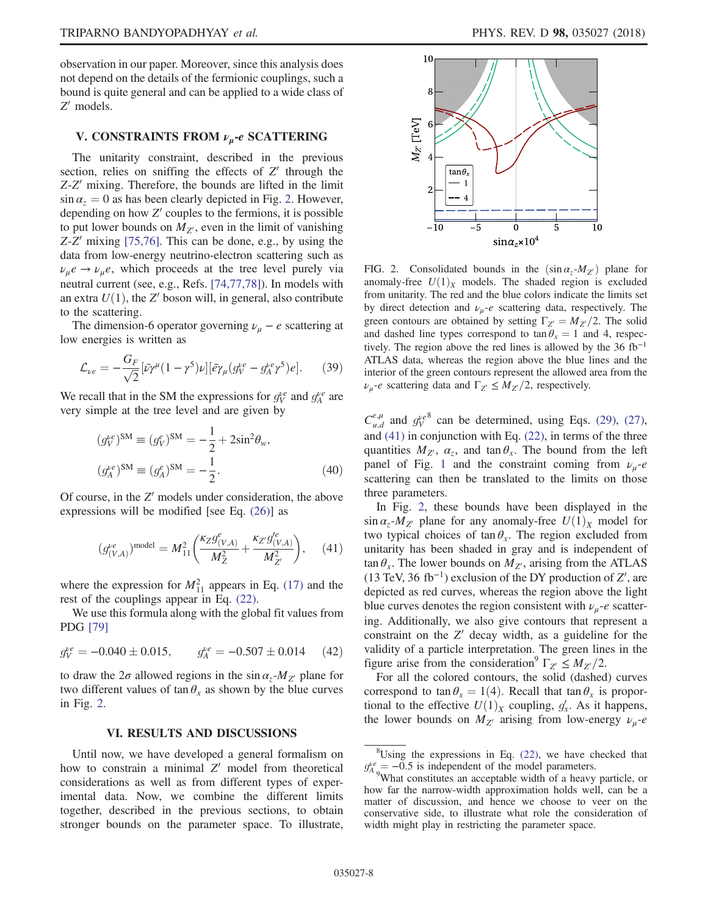observation in our paper. Moreover, since this analysis does not depend on the details of the fermionic couplings, such a bound is quite general and can be applied to a wide class of $Z'$ models.

## V. CONSTRAINTS FROM $\nu_\mu$-$e$ SCATTERING

The unitarity constraint, described in the previous section, relies on sniffing the effects of $Z'$ through the $Z$-$Z'$ mixing. Therefore, the bounds are lifted in the limit $\sin\alpha_z = 0$ as has been clearly depicted in Fig. 2. However, depending on how $Z'$ couples to the fermions, it is possible to put lower bounds on $M_{Z'}$, even in the limit of vanishing $Z$-$Z'$ mixing [75,76]. This can be done, e.g., by using the data from low-energy neutrino-electron scattering such as $\nu_\mu e \to \nu_\mu e$, which proceeds at the tree level purely via neutral current (see, e.g., Refs. [74,77,78]). In models with an extra $U(1)$, the $Z'$ boson will, in general, also contribute to the scattering.

The dimension-6 operator governing $\nu_\mu - e$ scattering at low energies is written as

$$\mathcal{L}_{\nu e} = -\frac{G_F}{\sqrt{2}}[\bar{\nu}\gamma^\mu(1-\gamma^5)\nu][\bar{e}\gamma_\mu(g_V^{\nu e} - g_A^{\nu e}\gamma^5)e]. \quad (39)$$

We recall that in the SM the expressions for $g_V^{\nu e}$ and $g_A^{\nu e}$ are very simple at the tree level and are given by

$$(g_V^{\nu e})^{\rm SM} \equiv (g_V^e)^{\rm SM} = -\frac{1}{2} + 2\sin^2\theta_w,$$
$$(g_A^{\nu e})^{\rm SM} \equiv (g_A^e)^{\rm SM} = -\frac{1}{2}. \quad (40)$$

Of course, in the $Z'$ models under consideration, the above expressions will be modified [see Eq. (26)] as

$$(g_{(V,A)}^{\nu e})^{\rm model} = M_{11}^2\left(\frac{\kappa_Z g_{(V,A)}^e}{M_Z^2} + \frac{\kappa_{Z'} g_{(V,A)}^{\prime e}}{M_{Z'}^2}\right), \quad (41)$$

where the expression for $M_{11}^2$ appears in Eq. (17) and the rest of the couplings appear in Eq. (22).

We use this formula along with the global fit values from PDG [79]

$$g_V^{\nu e} = -0.040 \pm 0.015, \qquad g_A^{\nu e} = -0.507 \pm 0.014 \quad (42)$$

to draw the $2\sigma$ allowed regions in the $\sin\alpha_z$-$M_{Z'}$ plane for two different values of $\tan\theta_x$ as shown by the blue curves in Fig. 2.

FIG. 2. Consolidated bounds in the $(\sin\alpha_z$-$M_{Z'})$ plane for anomaly-free $U(1)_X$ models. The shaded region is excluded from unitarity. The red and the blue colors indicate the limits set by direct detection and $\nu_\mu$-$e$ scattering data, respectively. The green contours are obtained by setting $\Gamma_{Z'} = M_{Z'}/2$. The solid and dashed line types correspond to $\tan\theta_x = 1$ and 4, respectively. The region above the red lines is allowed by the 36 fb$^{-1}$ ATLAS data, whereas the region above the blue lines and the interior of the green contours represent the allowed area from the $\nu_\mu$-$e$ scattering data and $\Gamma_{Z'} \le M_{Z'}/2$, respectively.

## VI. RESULTS AND DISCUSSIONS

Until now, we have developed a general formalism on how to constrain a minimal $Z'$ model from theoretical considerations as well as from different types of experimental data. Now, we combine the different limits together, described in the previous sections, to obtain stronger bounds on the parameter space. To illustrate, $C_{u,d}^{e,\mu}$ and $g_V^{\nu e}$[8] can be determined, using Eqs. (29), (27), and (41) in conjunction with Eq. (22), in terms of the three quantities $M_{Z'}$, $\alpha_z$, and $\tan\theta_x$. The bound from the left panel of Fig. 1 and the constraint coming from $\nu_\mu$-$e$ scattering can then be translated to the limits on those three parameters.

In Fig. 2, these bounds have been displayed in the $\sin\alpha_z$-$M_{Z'}$ plane for any anomaly-free $U(1)_X$ model for two typical choices of $\tan\theta_x$. The region excluded from unitarity has been shaded in gray and is independent of $\tan\theta_x$. The lower bounds on $M_{Z'}$, arising from the ATLAS (13 TeV, 36 fb$^{-1}$) exclusion of the DY production of $Z'$, are depicted as red curves, whereas the region above the light blue curves denotes the region consistent with $\nu_\mu$-$e$ scattering. Additionally, we also give contours that represent a constraint on the $Z'$ decay width, as a guideline for the validity of a particle interpretation. The green lines in the figure arise from the consideration[9] $\Gamma_{Z'} \le M_{Z'}/2$.

For all the colored contours, the solid (dashed) curves correspond to $\tan\theta_x = 1(4)$. Recall that $\tan\theta_x$ is proportional to the effective $U(1)_X$ coupling, $g'_x$. As it happens, the lower bounds on $M_{Z'}$ arising from low-energy $\nu_\mu$-$e$

[8] Using the expressions in Eq. (22), we have checked that $g_A^{\nu e} = -0.5$ is independent of the model parameters.

[9] What constitutes an acceptable width of a heavy particle, or how far the narrow-width approximation holds well, can be a matter of discussion, and hence we choose to veer on the conservative side, to illustrate what role the consideration of width might play in restricting the parameter space.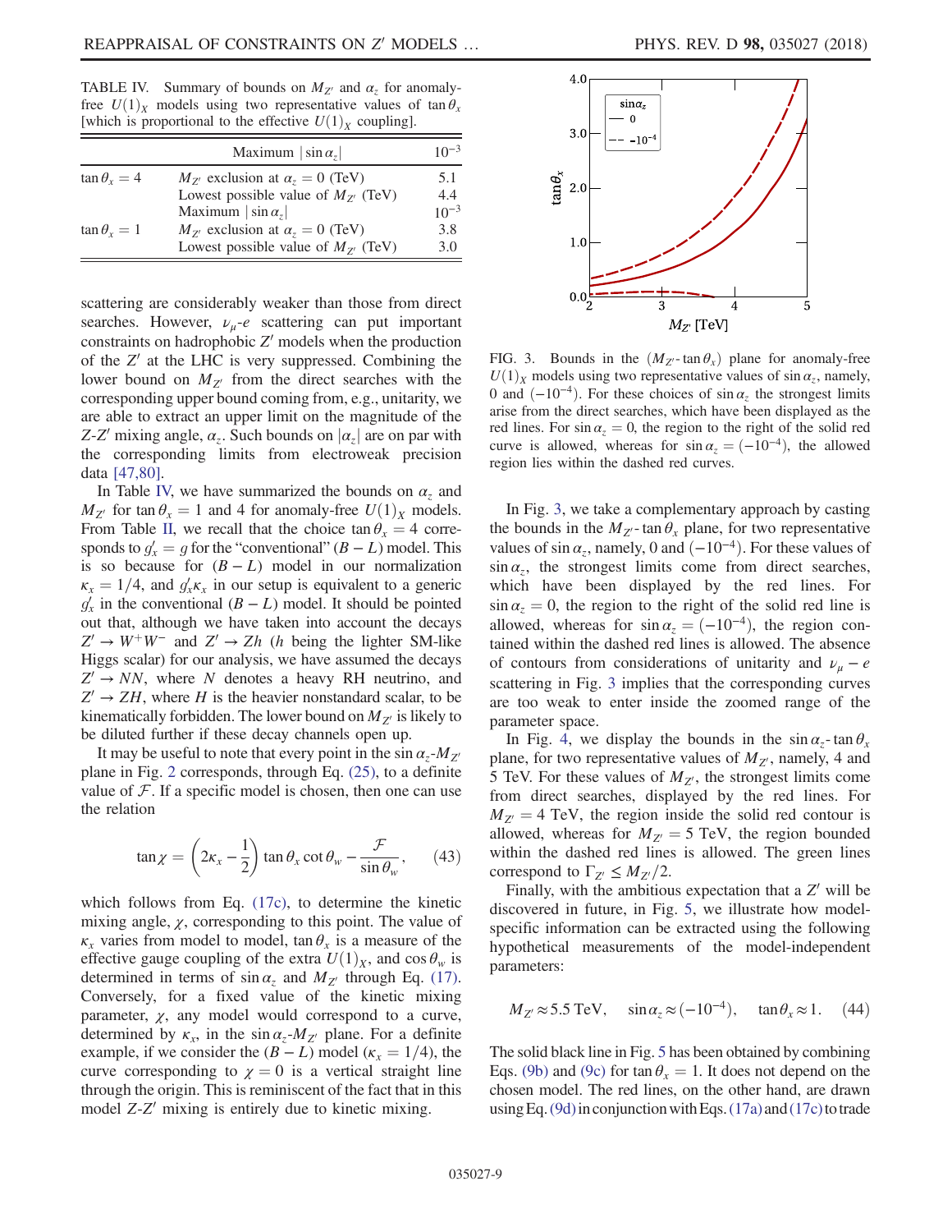TABLE IV. Summary of bounds on $M_{Z'}$ and $\alpha_z$ for anomaly-free $U(1)_X$ models using two representative values of $\tan\theta_x$ [which is proportional to the effective $U(1)_X$ coupling].

| | | |
|---|---|---|
| | Maximum $\lvert\sin\alpha_z\rvert$ | $10^{-3}$ |
| $\tan\theta_x = 4$ | $M_{Z'}$ exclusion at $\alpha_z = 0$ (TeV) | 5.1 |
| | Lowest possible value of $M_{Z'}$ (TeV) | 4.4 |
| | Maximum $\lvert\sin\alpha_z\rvert$ | $10^{-3}$ |
| $\tan\theta_x = 1$ | $M_{Z'}$ exclusion at $\alpha_z = 0$ (TeV) | 3.8 |
| | Lowest possible value of $M_{Z'}$ (TeV) | 3.0 |

scattering are considerably weaker than those from direct searches. However, $\nu_\mu$-$e$ scattering can put important constraints on hadrophobic $Z'$ models when the production of the $Z'$ at the LHC is very suppressed. Combining the lower bound on $M_{Z'}$ from the direct searches with the corresponding upper bound coming from, e.g., unitarity, we are able to extract an upper limit on the magnitude of the $Z$-$Z'$ mixing angle, $\alpha_z$. Such bounds on $|\alpha_z|$ are on par with the corresponding limits from electroweak precision data [47,80].

In Table IV, we have summarized the bounds on $\alpha_z$ and $M_{Z'}$ for $\tan\theta_x = 1$ and 4 for anomaly-free $U(1)_X$ models. From Table II, we recall that the choice $\tan\theta_x = 4$ corresponds to $g'_x = g$ for the "conventional" $(B-L)$ model. This is so because for $(B-L)$ model in our normalization $\kappa_x = 1/4$, and $g'_x\kappa_x$ in our setup is equivalent to a generic $g'_x$ in the conventional $(B-L)$ model. It should be pointed out that, although we have taken into account the decays $Z' \to W^+W^-$ and $Z' \to Zh$ ($h$ being the lighter SM-like Higgs scalar) for our analysis, we have assumed the decays $Z' \to NN$, where $N$ denotes a heavy RH neutrino, and $Z' \to ZH$, where $H$ is the heavier nonstandard scalar, to be kinematically forbidden. The lower bound on $M_{Z'}$ is likely to be diluted further if these decay channels open up.

It may be useful to note that every point in the $\sin\alpha_z$-$M_{Z'}$ plane in Fig. 2 corresponds, through Eq. (25), to a definite value of $\mathcal{F}$. If a specific model is chosen, then one can use the relation

$$\tan\chi = \left(2\kappa_x - \frac{1}{2}\right)\tan\theta_x \cot\theta_w - \frac{\mathcal{F}}{\sin\theta_w}, \qquad (43)$$

which follows from Eq. (17c), to determine the kinetic mixing angle, $\chi$, corresponding to this point. The value of $\kappa_x$ varies from model to model, $\tan\theta_x$ is a measure of the effective gauge coupling of the extra $U(1)_X$, and $\cos\theta_w$ is determined in terms of $\sin\alpha_z$ and $M_{Z'}$ through Eq. (17). Conversely, for a fixed value of the kinetic mixing parameter, $\chi$, any model would correspond to a curve, determined by $\kappa_x$, in the $\sin\alpha_z$-$M_{Z'}$ plane. For a definite example, if we consider the $(B-L)$ model ($\kappa_x = 1/4$), the curve corresponding to $\chi = 0$ is a vertical straight line through the origin. This is reminiscent of the fact that in this model $Z$-$Z'$ mixing is entirely due to kinetic mixing.

FIG. 3. Bounds in the $(M_{Z'}$-$\tan\theta_x)$ plane for anomaly-free $U(1)_X$ models using two representative values of $\sin\alpha_z$, namely, 0 and $(-10^{-4})$. For these choices of $\sin\alpha_z$ the strongest limits arise from the direct searches, which have been displayed as the red lines. For $\sin\alpha_z = 0$, the region to the right of the solid red curve is allowed, whereas for $\sin\alpha_z = (-10^{-4})$, the allowed region lies within the dashed red curves.

In Fig. 3, we take a complementary approach by casting the bounds in the $M_{Z'}$-$\tan\theta_x$ plane, for two representative values of $\sin\alpha_z$, namely, 0 and $(-10^{-4})$. For these values of $\sin\alpha_z$, the strongest limits come from direct searches, which have been displayed by the red lines. For $\sin\alpha_z = 0$, the region to the right of the solid red line is allowed, whereas for $\sin\alpha_z = (-10^{-4})$, the region contained within the dashed red lines is allowed. The absence of contours from considerations of unitarity and $\nu_\mu - e$ scattering in Fig. 3 implies that the corresponding curves are too weak to enter inside the zoomed range of the parameter space.

In Fig. 4, we display the bounds in the $\sin\alpha_z$-$\tan\theta_x$ plane, for two representative values of $M_{Z'}$, namely, 4 and 5 TeV. For these values of $M_{Z'}$, the strongest limits come from direct searches, displayed by the red lines. For $M_{Z'} = 4$ TeV, the region inside the solid red contour is allowed, whereas for $M_{Z'} = 5$ TeV, the region bounded within the dashed red lines is allowed. The green lines correspond to $\Gamma_{Z'} \leq M_{Z'}/2$.

Finally, with the ambitious expectation that a $Z'$ will be discovered in future, in Fig. 5, we illustrate how model-specific information can be extracted using the following hypothetical measurements of the model-independent parameters:

$$M_{Z'} \approx 5.5\ \text{TeV}, \qquad \sin\alpha_z \approx (-10^{-4}), \qquad \tan\theta_x \approx 1. \qquad (44)$$

The solid black line in Fig. 5 has been obtained by combining Eqs. (9b) and (9c) for $\tan\theta_x = 1$. It does not depend on the chosen model. The red lines, on the other hand, are drawn using Eq. (9d) in conjunction with Eqs. (17a) and (17c) to trade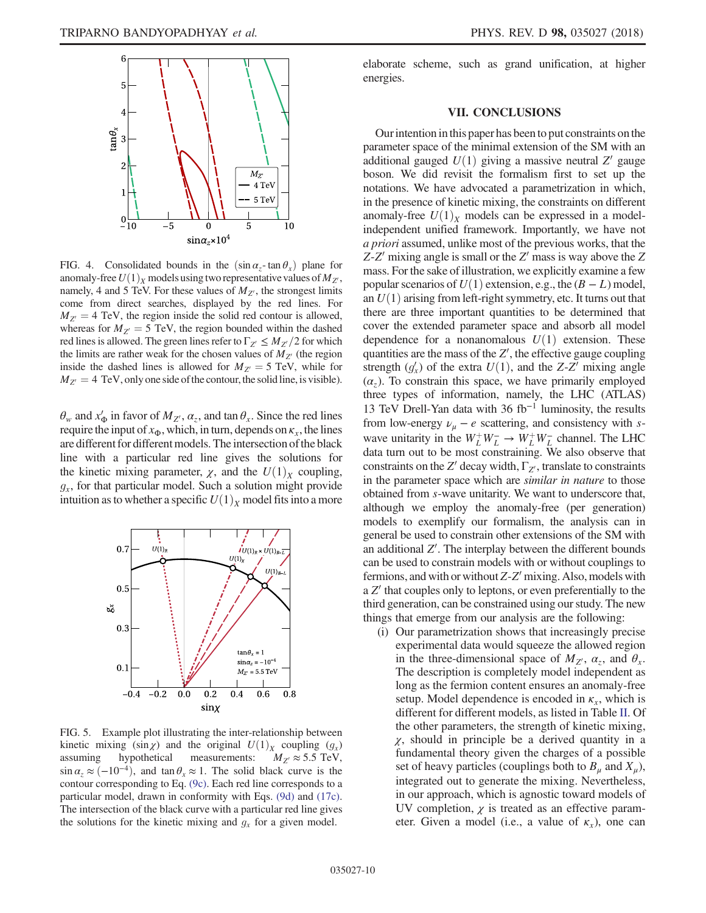FIG. 4. Consolidated bounds in the ($\sin\alpha_z$-$\tan\theta_x$) plane for anomaly-free $U(1)_X$ models using two representative values of $M_{Z'}$, namely, 4 and 5 TeV. For these values of $M_{Z'}$, the strongest limits come from direct searches, displayed by the red lines. For $M_{Z'} = 4$ TeV, the region inside the solid red contour is allowed, whereas for $M_{Z'} = 5$ TeV, the region bounded within the dashed red lines is allowed. The green lines refer to $\Gamma_{Z'} \leq M_{Z'}/2$ for which the limits are rather weak for the chosen values of $M_{Z'}$ (the region inside the dashed lines is allowed for $M_{Z'} = 5$ TeV, while for $M_{Z'} = 4$ TeV, only one side of the contour, the solid line, is visible).

$\theta_w$ and $x'_\Phi$ in favor of $M_{Z'}$, $\alpha_z$, and $\tan\theta_x$. Since the red lines require the input of $x_\Phi$, which, in turn, depends on $\kappa_x$, the lines are different for different models. The intersection of the black line with a particular red line gives the solutions for the kinetic mixing parameter, $\chi$, and the $U(1)_X$ coupling, $g_x$, for that particular model. Such a solution might provide intuition as to whether a specific $U(1)_X$ model fits into a more elaborate scheme, such as grand unification, at higher energies.

FIG. 5. Example plot illustrating the inter-relationship between kinetic mixing ($\sin\chi$) and the original $U(1)_X$ coupling ($g_x$) assuming hypothetical measurements: $M_{Z'} \approx 5.5$ TeV, $\sin\alpha_z \approx (-10^{-4})$, and $\tan\theta_x \approx 1$. The solid black curve is the contour corresponding to Eq. (9c). Each red line corresponds to a particular model, drawn in conformity with Eqs. (9d) and (17c). The intersection of the black curve with a particular red line gives the solutions for the kinetic mixing and $g_x$ for a given model.

## VII. CONCLUSIONS

Our intention in this paper has been to put constraints on the parameter space of the minimal extension of the SM with an additional gauged $U(1)$ giving a massive neutral $Z'$ gauge boson. We did revisit the formalism first to set up the notations. We have advocated a parametrization in which, in the presence of kinetic mixing, the constraints on different anomaly-free $U(1)_X$ models can be expressed in a model-independent unified framework. Importantly, we have not *a priori* assumed, unlike most of the previous works, that the $Z$-$Z'$ mixing angle is small or the $Z'$ mass is way above the $Z$ mass. For the sake of illustration, we explicitly examine a few popular scenarios of $U(1)$ extension, e.g., the $(B-L)$ model, an $U(1)$ arising from left-right symmetry, etc. It turns out that there are three important quantities to be determined that cover the extended parameter space and absorb all model dependence for a nonanomalous $U(1)$ extension. These quantities are the mass of the $Z'$, the effective gauge coupling strength ($g'_x$) of the extra $U(1)$, and the $Z$-$Z'$ mixing angle ($\alpha_z$). To constrain this space, we have primarily employed three types of information, namely, the LHC (ATLAS) 13 TeV Drell-Yan data with 36 fb$^{-1}$ luminosity, the results from low-energy $\nu_\mu - e$ scattering, and consistency with $s$-wave unitarity in the $W_L^+ W_L^- \to W_L^+ W_L^-$ channel. The LHC data turn out to be most constraining. We also observe that constraints on the $Z'$ decay width, $\Gamma_{Z'}$, translate to constraints in the parameter space which are *similar in nature* to those obtained from $s$-wave unitarity. We want to underscore that, although we employ the anomaly-free (per generation) models to exemplify our formalism, the analysis can in general be used to constrain other extensions of the SM with an additional $Z'$. The interplay between the different bounds can be used to constrain models with or without couplings to fermions, and with or without $Z$-$Z'$ mixing. Also, models with a $Z'$ that couples only to leptons, or even preferentially to the third generation, can be constrained using our study. The new things that emerge from our analysis are the following:

(i) Our parametrization shows that increasingly precise experimental data would squeeze the allowed region in the three-dimensional space of $M_{Z'}$, $\alpha_z$, and $\theta_x$. The description is completely model independent as long as the fermion content ensures an anomaly-free setup. Model dependence is encoded in $\kappa_x$, which is different for different models, as listed in Table II. Of the other parameters, the strength of kinetic mixing, $\chi$, should in principle be a derived quantity in a fundamental theory given the charges of a possible set of heavy particles (couplings both to $B_\mu$ and $X_\mu$), integrated out to generate the mixing. Nevertheless, in our approach, which is agnostic toward models of UV completion, $\chi$ is treated as an effective parameter. Given a model (i.e., a value of $\kappa_x$), one can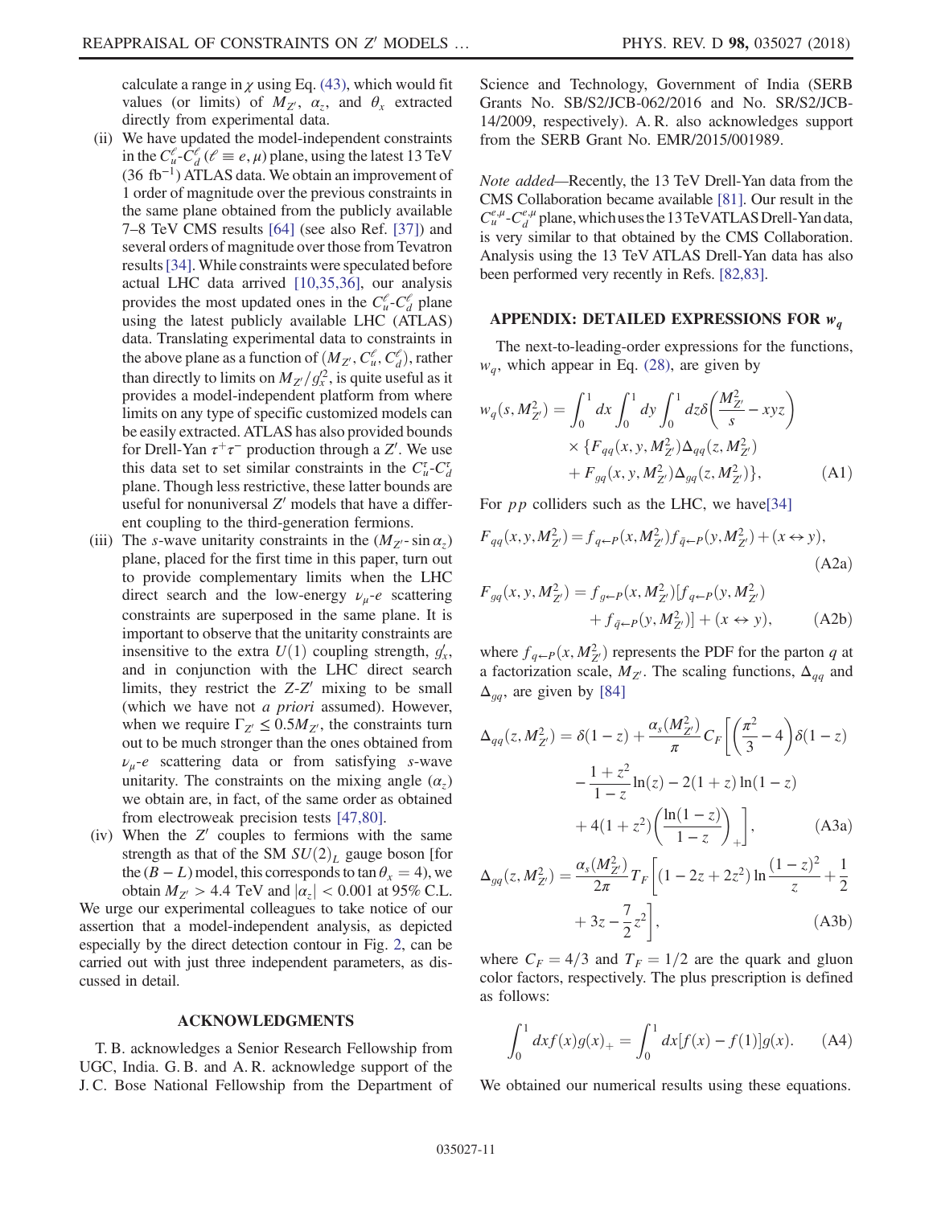calculate a range in $\chi$ using Eq. (43), which would fit values (or limits) of $M_{Z'}$, $\alpha_z$, and $\theta_x$ extracted directly from experimental data.

(ii) We have updated the model-independent constraints in the $C_u^\ell$-$C_d^\ell$ ($\ell \equiv e, \mu$) plane, using the latest 13 TeV (36 fb$^{-1}$) ATLAS data. We obtain an improvement of 1 order of magnitude over the previous constraints in the same plane obtained from the publicly available 7–8 TeV CMS results [64] (see also Ref. [37]) and several orders of magnitude over those from Tevatron results [34]. While constraints were speculated before actual LHC data arrived [10,35,36], our analysis provides the most updated ones in the $C_u^\ell$-$C_d^\ell$ plane using the latest publicly available LHC (ATLAS) data. Translating experimental data to constraints in the above plane as a function of $(M_{Z'}, C_u^\ell, C_d^\ell)$, rather than directly to limits on $M_{Z'}/g_x'^2$, is quite useful as it provides a model-independent platform from where limits on any type of specific customized models can be easily extracted. ATLAS has also provided bounds for Drell-Yan $\tau^+\tau^-$ production through a $Z'$. We use this data set to set similar constraints in the $C_u^\tau$-$C_d^\tau$ plane. Though less restrictive, these latter bounds are useful for nonuniversal $Z'$ models that have a different coupling to the third-generation fermions.

(iii) The $s$-wave unitarity constraints in the ($M_{Z'}$- $\sin \alpha_z$) plane, placed for the first time in this paper, turn out to provide complementary limits when the LHC direct search and the low-energy $\nu_\mu$-$e$ scattering constraints are superposed in the same plane. It is important to observe that the unitarity constraints are insensitive to the extra $U(1)$ coupling strength, $g_x'$, and in conjunction with the LHC direct search limits, they restrict the $Z$-$Z'$ mixing to be small (which we have not *a priori* assumed). However, when we require $\Gamma_{Z'} \leq 0.5 M_{Z'}$, the constraints turn out to be much stronger than the ones obtained from $\nu_\mu$-$e$ scattering data or from satisfying $s$-wave unitarity. The constraints on the mixing angle ($\alpha_z$) we obtain are, in fact, of the same order as obtained from electroweak precision tests [47,80].

(iv) When the $Z'$ couples to fermions with the same strength as that of the SM $SU(2)_L$ gauge boson [for the $(B-L)$ model, this corresponds to $\tan \theta_x = 4$), we obtain $M_{Z'} > 4.4$ TeV and $|\alpha_z| < 0.001$ at 95% C.L.

We urge our experimental colleagues to take notice of our assertion that a model-independent analysis, as depicted especially by the direct detection contour in Fig. 2, can be carried out with just three independent parameters, as discussed in detail.

## ACKNOWLEDGMENTS

T. B. acknowledges a Senior Research Fellowship from UGC, India. G. B. and A. R. acknowledge support of the J. C. Bose National Fellowship from the Department of Science and Technology, Government of India (SERB Grants No. SB/S2/JCB-062/2016 and No. SR/S2/JCB-14/2009, respectively). A. R. also acknowledges support from the SERB Grant No. EMR/2015/001989.

*Note added*—Recently, the 13 TeV Drell-Yan data from the CMS Collaboration became available [81]. Our result in the $C_u^{e,\mu}$-$C_d^{e,\mu}$ plane, which uses the 13 TeV ATLAS Drell-Yan data, is very similar to that obtained by the CMS Collaboration. Analysis using the 13 TeV ATLAS Drell-Yan data has also been performed very recently in Refs. [82,83].

## APPENDIX: DETAILED EXPRESSIONS FOR $w_q$

The next-to-leading-order expressions for the functions, $w_q$, which appear in Eq. (28), are given by

$$w_q(s, M_{Z'}^2) = \int_0^1 dx \int_0^1 dy \int_0^1 dz \delta\left(\frac{M_{Z'}^2}{s} - xyz\right) \times \{F_{qq}(x, y, M_{Z'}^2)\Delta_{qq}(z, M_{Z'}^2) + F_{gq}(x, y, M_{Z'}^2)\Delta_{gq}(z, M_{Z'}^2)\}, \tag{A1}$$

For $pp$ colliders such as the LHC, we have[34]

$$F_{qq}(x, y, M_{Z'}^2) = f_{q\leftarrow P}(x, M_{Z'}^2) f_{\bar{q}\leftarrow P}(y, M_{Z'}^2) + (x \leftrightarrow y), \tag{A2a}$$

$$F_{gq}(x, y, M_{Z'}^2) = f_{g\leftarrow P}(x, M_{Z'}^2)[f_{q\leftarrow P}(y, M_{Z'}^2) + f_{\bar{q}\leftarrow P}(y, M_{Z'}^2)] + (x \leftrightarrow y), \tag{A2b}$$

where $f_{q\leftarrow P}(x, M_{Z'}^2)$ represents the PDF for the parton $q$ at a factorization scale, $M_{Z'}$. The scaling functions, $\Delta_{qq}$ and $\Delta_{gq}$, are given by [84]

$$\Delta_{qq}(z, M_{Z'}^2) = \delta(1-z) + \frac{\alpha_s(M_{Z'}^2)}{\pi} C_F \left[\left(\frac{\pi^2}{3} - 4\right)\delta(1-z) - \frac{1+z^2}{1-z}\ln(z) - 2(1+z)\ln(1-z) + 4(1+z^2)\left(\frac{\ln(1-z)}{1-z}\right)_+\right], \tag{A3a}$$

$$\Delta_{gq}(z, M_{Z'}^2) = \frac{\alpha_s(M_{Z'}^2)}{2\pi} T_F \left[(1 - 2z + 2z^2)\ln\frac{(1-z)^2}{z} + \frac{1}{2} + 3z - \frac{7}{2}z^2\right], \tag{A3b}$$

where $C_F = 4/3$ and $T_F = 1/2$ are the quark and gluon color factors, respectively. The plus prescription is defined as follows:

$$\int_0^1 dx f(x) g(x)_+ = \int_0^1 dx [f(x) - f(1)] g(x). \tag{A4}$$

We obtained our numerical results using these equations.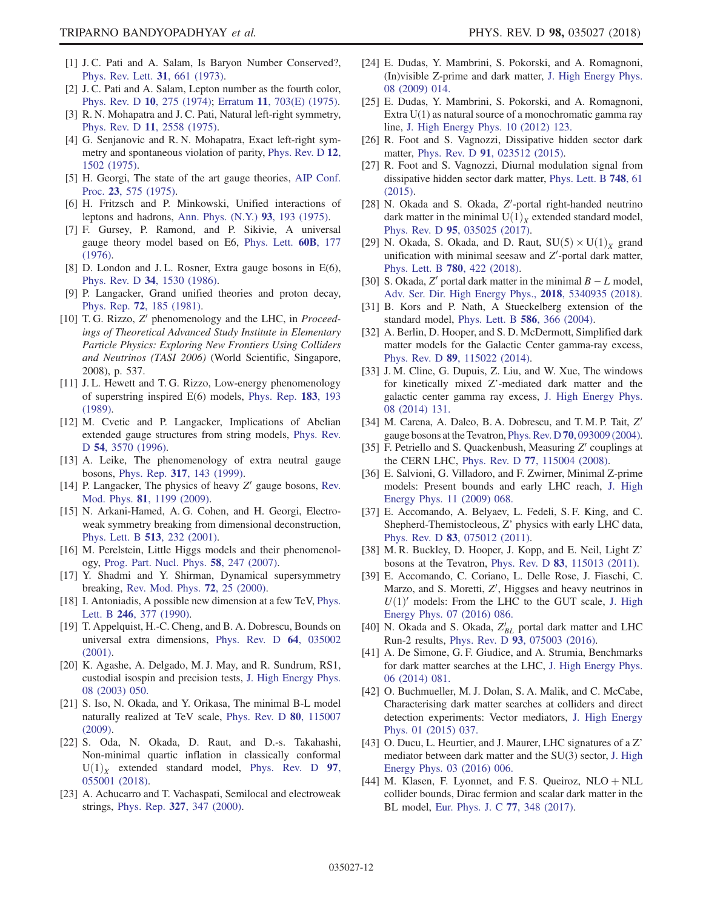[1] J. C. Pati and A. Salam, Is Baryon Number Conserved?, Phys. Rev. Lett. **31**, 661 (1973).

[2] J. C. Pati and A. Salam, Lepton number as the fourth color, Phys. Rev. D **10**, 275 (1974); Erratum **11**, 703(E) (1975).

[3] R. N. Mohapatra and J. C. Pati, Natural left-right symmetry, Phys. Rev. D **11**, 2558 (1975).

[4] G. Senjanovic and R. N. Mohapatra, Exact left-right symmetry and spontaneous violation of parity, Phys. Rev. D **12**, 1502 (1975).

[5] H. Georgi, The state of the art gauge theories, AIP Conf. Proc. **23**, 575 (1975).

[6] H. Fritzsch and P. Minkowski, Unified interactions of leptons and hadrons, Ann. Phys. (N.Y.) **93**, 193 (1975).

[7] F. Gursey, P. Ramond, and P. Sikivie, A universal gauge theory model based on E6, Phys. Lett. **60B**, 177 (1976).

[8] D. London and J. L. Rosner, Extra gauge bosons in E(6), Phys. Rev. D **34**, 1530 (1986).

[9] P. Langacker, Grand unified theories and proton decay, Phys. Rep. **72**, 185 (1981).

[10] T. G. Rizzo, $Z'$ phenomenology and the LHC, in *Proceedings of Theoretical Advanced Study Institute in Elementary Particle Physics: Exploring New Frontiers Using Colliders and Neutrinos (TASI 2006)* (World Scientific, Singapore, 2008), p. 537.

[11] J. L. Hewett and T. G. Rizzo, Low-energy phenomenology of superstring inspired E(6) models, Phys. Rep. **183**, 193 (1989).

[12] M. Cvetic and P. Langacker, Implications of Abelian extended gauge structures from string models, Phys. Rev. D **54**, 3570 (1996).

[13] A. Leike, The phenomenology of extra neutral gauge bosons, Phys. Rep. **317**, 143 (1999).

[14] P. Langacker, The physics of heavy $Z'$ gauge bosons, Rev. Mod. Phys. **81**, 1199 (2009).

[15] N. Arkani-Hamed, A. G. Cohen, and H. Georgi, Electroweak symmetry breaking from dimensional deconstruction, Phys. Lett. B **513**, 232 (2001).

[16] M. Perelstein, Little Higgs models and their phenomenology, Prog. Part. Nucl. Phys. **58**, 247 (2007).

[17] Y. Shadmi and Y. Shirman, Dynamical supersymmetry breaking, Rev. Mod. Phys. **72**, 25 (2000).

[18] I. Antoniadis, A possible new dimension at a few TeV, Phys. Lett. B **246**, 377 (1990).

[19] T. Appelquist, H.-C. Cheng, and B. A. Dobrescu, Bounds on universal extra dimensions, Phys. Rev. D **64**, 035002 (2001).

[20] K. Agashe, A. Delgado, M. J. May, and R. Sundrum, RS1, custodial isospin and precision tests, J. High Energy Phys. 08 (2003) 050.

[21] S. Iso, N. Okada, and Y. Orikasa, The minimal B-L model naturally realized at TeV scale, Phys. Rev. D **80**, 115007 (2009).

[22] S. Oda, N. Okada, D. Raut, and D.-s. Takahashi, Non-minimal quartic inflation in classically conformal $\mathrm{U}(1)_X$ extended standard model, Phys. Rev. D **97**, 055001 (2018).

[23] A. Achucarro and T. Vachaspati, Semilocal and electroweak strings, Phys. Rep. **327**, 347 (2000).

[24] E. Dudas, Y. Mambrini, S. Pokorski, and A. Romagnoni, (In)visible Z-prime and dark matter, J. High Energy Phys. 08 (2009) 014.

[25] E. Dudas, Y. Mambrini, S. Pokorski, and A. Romagnoni, Extra U(1) as natural source of a monochromatic gamma ray line, J. High Energy Phys. 10 (2012) 123.

[26] R. Foot and S. Vagnozzi, Dissipative hidden sector dark matter, Phys. Rev. D **91**, 023512 (2015).

[27] R. Foot and S. Vagnozzi, Diurnal modulation signal from dissipative hidden sector dark matter, Phys. Lett. B **748**, 61 (2015).

[28] N. Okada and S. Okada, $Z'$-portal right-handed neutrino dark matter in the minimal $\mathrm{U}(1)_X$ extended standard model, Phys. Rev. D **95**, 035025 (2017).

[29] N. Okada, S. Okada, and D. Raut, $\mathrm{SU}(5)\times\mathrm{U}(1)_X$ grand unification with minimal seesaw and $Z'$-portal dark matter, Phys. Lett. B **780**, 422 (2018).

[30] S. Okada, $Z'$ portal dark matter in the minimal $B-L$ model, Adv. Ser. Dir. High Energy Phys., **2018**, 5340935 (2018).

[31] B. Kors and P. Nath, A Stueckelberg extension of the standard model, Phys. Lett. B **586**, 366 (2004).

[32] A. Berlin, D. Hooper, and S. D. McDermott, Simplified dark matter models for the Galactic Center gamma-ray excess, Phys. Rev. D **89**, 115022 (2014).

[33] J. M. Cline, G. Dupuis, Z. Liu, and W. Xue, The windows for kinetically mixed Z'-mediated dark matter and the galactic center gamma ray excess, J. High Energy Phys. 08 (2014) 131.

[34] M. Carena, A. Daleo, B. A. Dobrescu, and T. M. P. Tait, $Z'$ gauge bosons at the Tevatron, Phys. Rev. D **70**, 093009 (2004).

[35] F. Petriello and S. Quackenbush, Measuring $Z'$ couplings at the CERN LHC, Phys. Rev. D **77**, 115004 (2008).

[36] E. Salvioni, G. Villadoro, and F. Zwirner, Minimal Z-prime models: Present bounds and early LHC reach, J. High Energy Phys. 11 (2009) 068.

[37] E. Accomando, A. Belyaev, L. Fedeli, S. F. King, and C. Shepherd-Themistocleous, Z' physics with early LHC data, Phys. Rev. D **83**, 075012 (2011).

[38] M. R. Buckley, D. Hooper, J. Kopp, and E. Neil, Light Z' bosons at the Tevatron, Phys. Rev. D **83**, 115013 (2011).

[39] E. Accomando, C. Coriano, L. Delle Rose, J. Fiaschi, C. Marzo, and S. Moretti, $Z'$, Higgses and heavy neutrinos in $U(1)'$ models: From the LHC to the GUT scale, J. High Energy Phys. 07 (2016) 086.

[40] N. Okada and S. Okada, $Z'_{BL}$ portal dark matter and LHC Run-2 results, Phys. Rev. D **93**, 075003 (2016).

[41] A. De Simone, G. F. Giudice, and A. Strumia, Benchmarks for dark matter searches at the LHC, J. High Energy Phys. 06 (2014) 081.

[42] O. Buchmueller, M. J. Dolan, S. A. Malik, and C. McCabe, Characterising dark matter searches at colliders and direct detection experiments: Vector mediators, J. High Energy Phys. 01 (2015) 037.

[43] O. Ducu, L. Heurtier, and J. Maurer, LHC signatures of a Z' mediator between dark matter and the SU(3) sector, J. High Energy Phys. 03 (2016) 006.

[44] M. Klasen, F. Lyonnet, and F. S. Queiroz, NLO + NLL collider bounds, Dirac fermion and scalar dark matter in the BL model, Eur. Phys. J. C **77**, 348 (2017).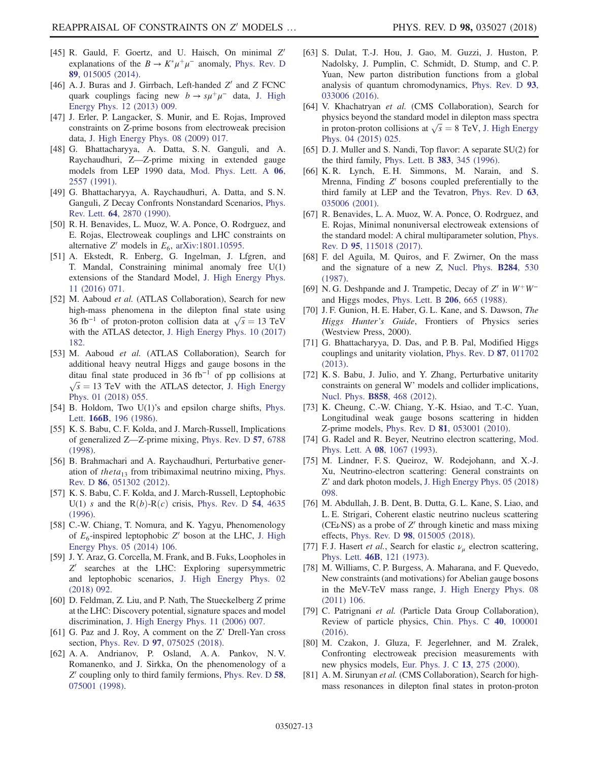[45] R. Gauld, F. Goertz, and U. Haisch, On minimal $Z'$ explanations of the $B \to K^* \mu^+ \mu^-$ anomaly, Phys. Rev. D **89**, 015005 (2014).

[46] A. J. Buras and J. Girrbach, Left-handed $Z'$ and $Z$ FCNC quark couplings facing new $b \to s\mu^+\mu^-$ data, J. High Energy Phys. 12 (2013) 009.

[47] J. Erler, P. Langacker, S. Munir, and E. Rojas, Improved constraints on Z-prime bosons from electroweak precision data, J. High Energy Phys. 08 (2009) 017.

[48] G. Bhattacharyya, A. Datta, S. N. Ganguli, and A. Raychaudhuri, Z—Z-prime mixing in extended gauge models from LEP 1990 data, Mod. Phys. Lett. A **06**, 2557 (1991).

[49] G. Bhattacharyya, A. Raychaudhuri, A. Datta, and S. N. Ganguli, Z Decay Confronts Nonstandard Scenarios, Phys. Rev. Lett. **64**, 2870 (1990).

[50] R. H. Benavides, L. Muoz, W. A. Ponce, O. Rodrguez, and E. Rojas, Electroweak couplings and LHC constraints on alternative $Z'$ models in $E_6$, arXiv:1801.10595.

[51] A. Ekstedt, R. Enberg, G. Ingelman, J. Lfgren, and T. Mandal, Constraining minimal anomaly free U(1) extensions of the Standard Model, J. High Energy Phys. 11 (2016) 071.

[52] M. Aaboud *et al.* (ATLAS Collaboration), Search for new high-mass phenomena in the dilepton final state using 36 $\mathrm{fb}^{-1}$ of proton-proton collision data at $\sqrt{s} = 13$ TeV with the ATLAS detector, J. High Energy Phys. 10 (2017) 182.

[53] M. Aaboud *et al.* (ATLAS Collaboration), Search for additional heavy neutral Higgs and gauge bosons in the ditau final state produced in 36 $\mathrm{fb}^{-1}$ of pp collisions at $\sqrt{s} = 13$ TeV with the ATLAS detector, J. High Energy Phys. 01 (2018) 055.

[54] B. Holdom, Two U(1)'s and epsilon charge shifts, Phys. Lett. **166B**, 196 (1986).

[55] K. S. Babu, C. F. Kolda, and J. March-Russell, Implications of generalized Z—Z-prime mixing, Phys. Rev. D **57**, 6788 (1998).

[56] B. Brahmachari and A. Raychaudhuri, Perturbative generation of $theta_{13}$ from tribimaximal neutrino mixing, Phys. Rev. D **86**, 051302 (2012).

[57] K. S. Babu, C. F. Kolda, and J. March-Russell, Leptophobic U(1) $s$ and the R($b$)-R($c$) crisis, Phys. Rev. D **54**, 4635 (1996).

[58] C.-W. Chiang, T. Nomura, and K. Yagyu, Phenomenology of $E_6$-inspired leptophobic $Z'$ boson at the LHC, J. High Energy Phys. 05 (2014) 106.

[59] J. Y. Araz, G. Corcella, M. Frank, and B. Fuks, Loopholes in $Z'$ searches at the LHC: Exploring supersymmetric and leptophobic scenarios, J. High Energy Phys. 02 (2018) 092.

[60] D. Feldman, Z. Liu, and P. Nath, The Stueckelberg $Z$ prime at the LHC: Discovery potential, signature spaces and model discrimination, J. High Energy Phys. 11 (2006) 007.

[61] G. Paz and J. Roy, A comment on the Z' Drell-Yan cross section, Phys. Rev. D **97**, 075025 (2018).

[62] A. A. Andrianov, P. Osland, A. A. Pankov, N. V. Romanenko, and J. Sirkka, On the phenomenology of a $Z'$ coupling only to third family fermions, Phys. Rev. D **58**, 075001 (1998).

[63] S. Dulat, T.-J. Hou, J. Gao, M. Guzzi, J. Huston, P. Nadolsky, J. Pumplin, C. Schmidt, D. Stump, and C. P. Yuan, New parton distribution functions from a global analysis of quantum chromodynamics, Phys. Rev. D **93**, 033006 (2016).

[64] V. Khachatryan *et al.* (CMS Collaboration), Search for physics beyond the standard model in dilepton mass spectra in proton-proton collisions at $\sqrt{s} = 8$ TeV, J. High Energy Phys. 04 (2015) 025.

[65] D. J. Muller and S. Nandi, Top flavor: A separate SU(2) for the third family, Phys. Lett. B **383**, 345 (1996).

[66] K. R. Lynch, E. H. Simmons, M. Narain, and S. Mrenna, Finding $Z'$ bosons coupled preferentially to the third family at LEP and the Tevatron, Phys. Rev. D **63**, 035006 (2001).

[67] R. Benavides, L. A. Muoz, W. A. Ponce, O. Rodrguez, and E. Rojas, Minimal nonuniversal electroweak extensions of the standard model: A chiral multiparameter solution, Phys. Rev. D **95**, 115018 (2017).

[68] F. del Aguila, M. Quiros, and F. Zwirner, On the mass and the signature of a new Z, Nucl. Phys. **B284**, 530 (1987).

[69] N. G. Deshpande and J. Trampetic, Decay of $Z'$ in $W^+W^-$ and Higgs modes, Phys. Lett. B **206**, 665 (1988).

[70] J. F. Gunion, H. E. Haber, G. L. Kane, and S. Dawson, *The Higgs Hunter's Guide*, Frontiers of Physics series (Westview Press, 2000).

[71] G. Bhattacharyya, D. Das, and P. B. Pal, Modified Higgs couplings and unitarity violation, Phys. Rev. D **87**, 011702 (2013).

[72] K. S. Babu, J. Julio, and Y. Zhang, Perturbative unitarity constraints on general W' models and collider implications, Nucl. Phys. **B858**, 468 (2012).

[73] K. Cheung, C.-W. Chiang, Y.-K. Hsiao, and T.-C. Yuan, Longitudinal weak gauge bosons scattering in hidden Z-prime models, Phys. Rev. D **81**, 053001 (2010).

[74] G. Radel and R. Beyer, Neutrino electron scattering, Mod. Phys. Lett. A **08**, 1067 (1993).

[75] M. Lindner, F. S. Queiroz, W. Rodejohann, and X.-J. Xu, Neutrino-electron scattering: General constraints on Z' and dark photon models, J. High Energy Phys. 05 (2018) 098.

[76] M. Abdullah, J. B. Dent, B. Dutta, G. L. Kane, S. Liao, and L. E. Strigari, Coherent elastic neutrino nucleus scattering (CE$\nu$NS) as a probe of $Z'$ through kinetic and mass mixing effects, Phys. Rev. D **98**, 015005 (2018).

[77] F. J. Hasert *et al.*, Search for elastic $\nu_\mu$ electron scattering, Phys. Lett. **46B**, 121 (1973).

[78] M. Williams, C. P. Burgess, A. Maharana, and F. Quevedo, New constraints (and motivations) for Abelian gauge bosons in the MeV-TeV mass range, J. High Energy Phys. 08 (2011) 106.

[79] C. Patrignani *et al.* (Particle Data Group Collaboration), Review of particle physics, Chin. Phys. C **40**, 100001 (2016).

[80] M. Czakon, J. Gluza, F. Jegerlehner, and M. Zralek, Confronting electroweak precision measurements with new physics models, Eur. Phys. J. C **13**, 275 (2000).

[81] A. M. Sirunyan *et al.* (CMS Collaboration), Search for high-mass resonances in dilepton final states in proton-proton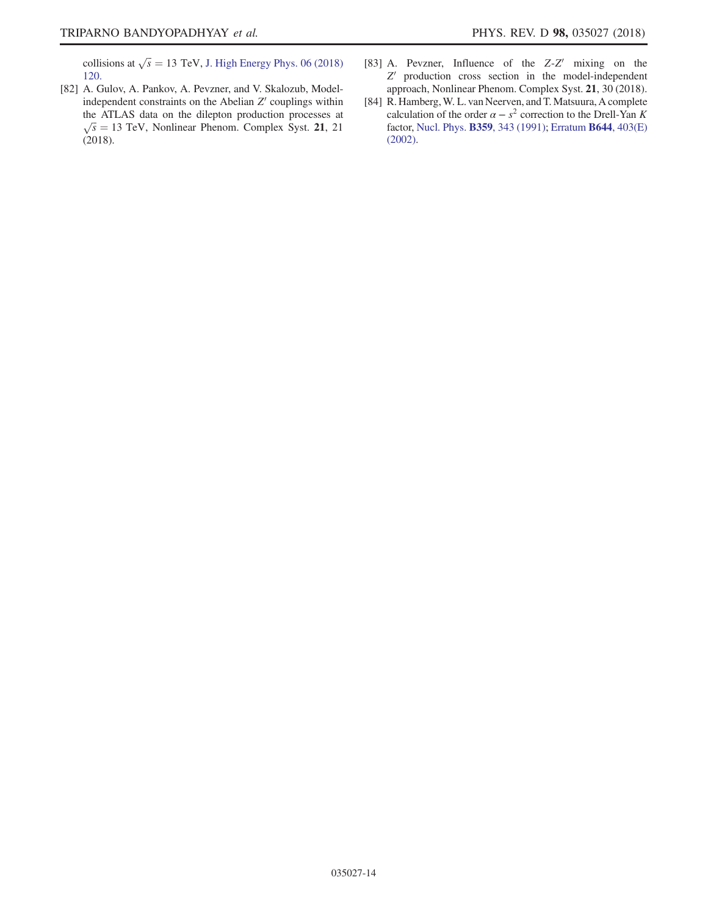collisions at $\sqrt{s} = 13$ TeV, J. High Energy Phys. 06 (2018) 120.

[82] A. Gulov, A. Pankov, A. Pevzner, and V. Skalozub, Model-independent constraints on the Abelian $Z'$ couplings within the ATLAS data on the dilepton production processes at $\sqrt{s} = 13$ TeV, Nonlinear Phenom. Complex Syst. **21**, 21 (2018).

[83] A. Pevzner, Influence of the $Z$-$Z'$ mixing on the $Z'$ production cross section in the model-independent approach, Nonlinear Phenom. Complex Syst. **21**, 30 (2018).

[84] R. Hamberg, W. L. van Neerven, and T. Matsuura, A complete calculation of the order $\alpha - s^2$ correction to the Drell-Yan $K$ factor, Nucl. Phys. **B359**, 343 (1991); Erratum **B644**, 403(E) (2002).